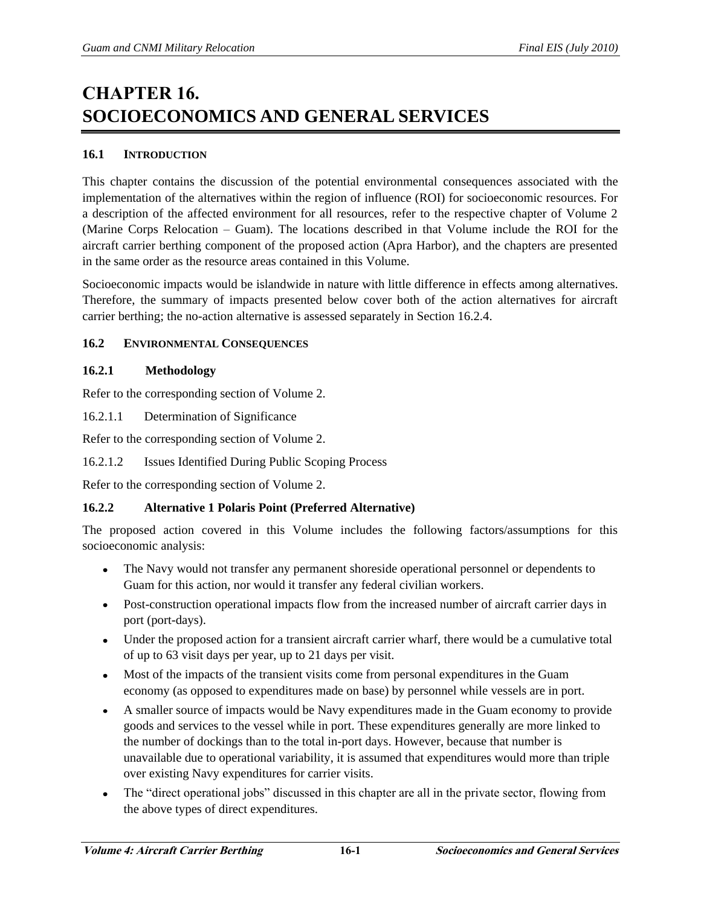# CHAPTER 16. SOCIOECONOMICS AND GENERAL SERVICES

## 16.1 INTRODUCTION

This chapter contains the discussion of the potential environmental consequences associated with the implementation of the alternatives within the region of influence (ROI) for socioeconomic resources. For a description of the affected environment for all resources, refer to the respective chapter of Volume 2 (Marine Corps Relocation – Guam). The locations described in that Volume include the ROI for the aircraft carrier berthing component of the proposed action (Apra Harbor), and the chapters are presented in the same order as the resource areas contained in this Volume.

Socioeconomic impacts would be islandwide in nature with little difference in effects among alternatives. Therefore, the summary of impacts presented below cover both of the action alternatives for aircraft carrier berthing; the no-action alternative is assessed separately in Section 16.2.4.

## 16.2 ENVIRONMENTAL CONSEQUENCES

### 16.2.1 Methodology

Refer to the corresponding section of Volume 2.

16.2.1.1 Determination of Significance

Refer to the corresponding section of Volume 2.

16.2.1.2 Issues Identified During Public Scoping Process

Refer to the corresponding section of Volume 2.

### 16.2.2 Alternative 1 Polaris Point (Preferred Alternative)

The proposed action covered in this Volume includes the following factors/assumptions for this socioeconomic analysis:

- The Navy would not transfer any permanent shoreside operational personnel or dependents to Guam for this action, nor would it transfer any federal civilian workers.
- Post-construction operational impacts flow from the increased number of aircraft carrier days in port (port-days).
- Under the proposed action for a transient aircraft carrier wharf, there would be a cumulative total of up to 63 visit days per year, up to 21 days per visit.
- Most of the impacts of the transient visits come from personal expenditures in the Guam economy (as opposed to expenditures made on base) by personnel while vessels are in port.
- A smaller source of impacts would be Navy expenditures made in the Guam economy to provide goods and services to the vessel while in port. These expenditures generally are more linked to the number of dockings than to the total in-port days. However, because that number is unavailable due to operational variability, it is assumed that expenditures would more than triple over existing Navy expenditures for carrier visits.
- The "direct operational jobs" discussed in this chapter are all in the private sector, flowing from the above types of direct expenditures.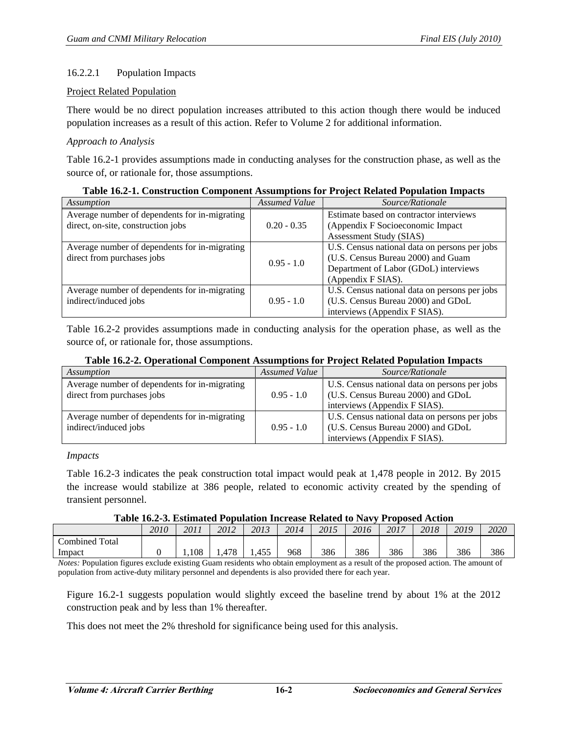#### 16.2.2.1 Population Impacts

Project Related Population

There would be no direct population increases attributed to this action though there would be induced population increases as a result of this action. Refer to Volume 2 for additional information.

*Approach to Analysis*

Table 16.2-1 provides assumptions made in conducting analyses for the construction phase, as well as the source of, or rationale for, those assumptions.

**Table 16.2-1. Construction Component Assumptions for Project Related Population Impacts**

| *Assumption* | *Assumed Value* | *Source/Rationale* |
|---|---|---|
| Average number of dependents for in-migrating direct, on-site, construction jobs | 0.20 - 0.35 | Estimate based on contractor interviews (Appendix F Socioeconomic Impact Assessment Study (SIAS) |
| Average number of dependents for in-migrating direct from purchases jobs | 0.95 - 1.0 | U.S. Census national data on persons per jobs (U.S. Census Bureau 2000) and Guam Department of Labor (GDoL) interviews (Appendix F SIAS). |
| Average number of dependents for in-migrating indirect/induced jobs | 0.95 - 1.0 | U.S. Census national data on persons per jobs (U.S. Census Bureau 2000) and GDoL interviews (Appendix F SIAS). |

Table 16.2-2 provides assumptions made in conducting analysis for the operation phase, as well as the source of, or rationale for, those assumptions.

**Table 16.2-2. Operational Component Assumptions for Project Related Population Impacts**

| *Assumption* | *Assumed Value* | *Source/Rationale* |
|---|---|---|
| Average number of dependents for in-migrating direct from purchases jobs | 0.95 - 1.0 | U.S. Census national data on persons per jobs (U.S. Census Bureau 2000) and GDoL interviews (Appendix F SIAS). |
| Average number of dependents for in-migrating indirect/induced jobs | 0.95 - 1.0 | U.S. Census national data on persons per jobs (U.S. Census Bureau 2000) and GDoL interviews (Appendix F SIAS). |

*Impacts*

Table 16.2-3 indicates the peak construction total impact would peak at 1,478 people in 2012. By 2015 the increase would stabilize at 386 people, related to economic activity created by the spending of transient personnel.

**Table 16.2-3. Estimated Population Increase Related to Navy Proposed Action**

| | *2010* | *2011* | *2012* | *2013* | *2014* | *2015* | *2016* | *2017* | *2018* | *2019* | *2020* |
|---|---|---|---|---|---|---|---|---|---|---|---|
| Combined Total Impact | 0 | 1,108 | 1,478 | 1,455 | 968 | 386 | 386 | 386 | 386 | 386 | 386 |

*Notes:* Population figures exclude existing Guam residents who obtain employment as a result of the proposed action. The amount of population from active-duty military personnel and dependents is also provided there for each year.

Figure 16.2-1 suggests population would slightly exceed the baseline trend by about 1% at the 2012 construction peak and by less than 1% thereafter.

This does not meet the 2% threshold for significance being used for this analysis.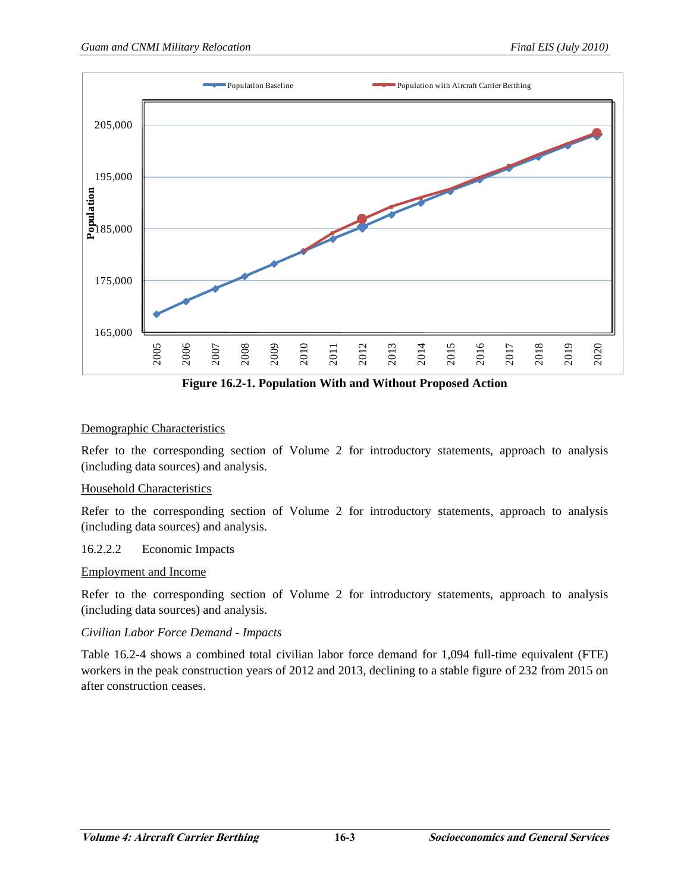Figure 16.2-1. Population With and Without Proposed Action

Demographic Characteristics

Refer to the corresponding section of Volume 2 for introductory statements, approach to analysis (including data sources) and analysis.

Household Characteristics

Refer to the corresponding section of Volume 2 for introductory statements, approach to analysis (including data sources) and analysis.

16.2.2.2 Economic Impacts

Employment and Income

Refer to the corresponding section of Volume 2 for introductory statements, approach to analysis (including data sources) and analysis.

*Civilian Labor Force Demand - Impacts*

Table 16.2-4 shows a combined total civilian labor force demand for 1,094 full-time equivalent (FTE) workers in the peak construction years of 2012 and 2013, declining to a stable figure of 232 from 2015 on after construction ceases.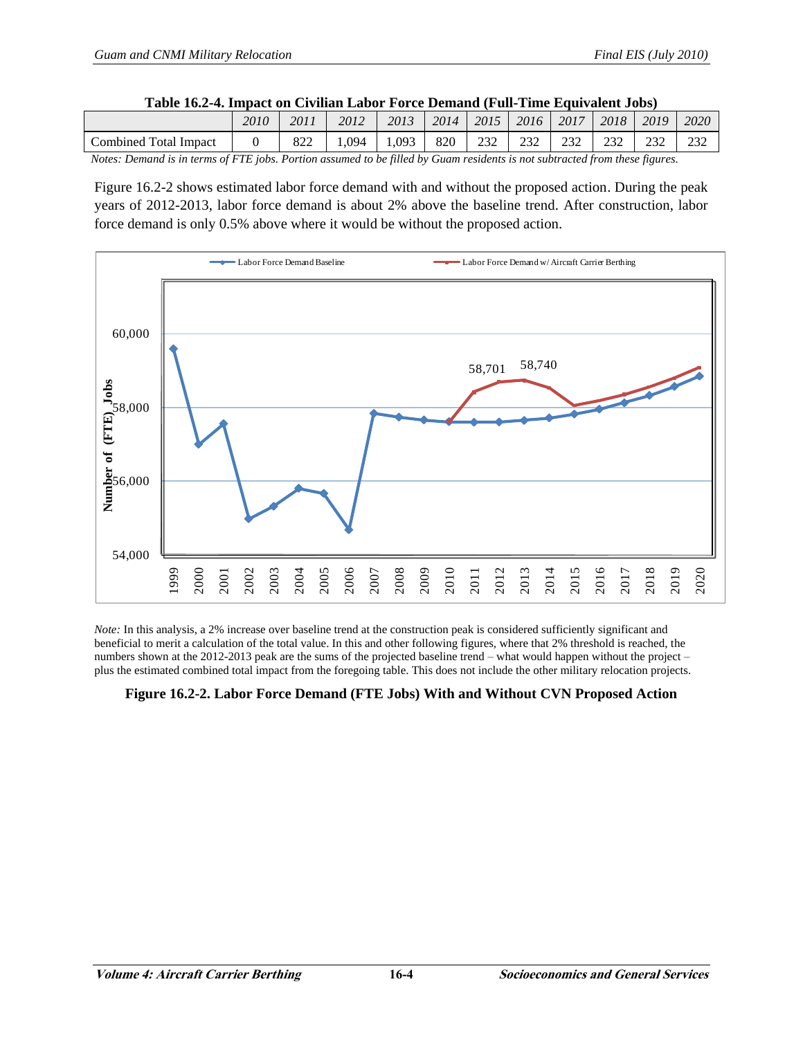**Table 16.2-4. Impact on Civilian Labor Force Demand (Full-Time Equivalent Jobs)**

| | *2010* | *2011* | *2012* | *2013* | *2014* | *2015* | *2016* | *2017* | *2018* | *2019* | *2020* |
|---|---|---|---|---|---|---|---|---|---|---|---|
| Combined Total Impact | 0 | 822 | 1,094 | 1,093 | 820 | 232 | 232 | 232 | 232 | 232 | 232 |

*Notes: Demand is in terms of FTE jobs. Portion assumed to be filled by Guam residents is not subtracted from these figures.*

Figure 16.2-2 shows estimated labor force demand with and without the proposed action. During the peak years of 2012-2013, labor force demand is about 2% above the baseline trend. After construction, labor force demand is only 0.5% above where it would be without the proposed action.

*Note:* In this analysis, a 2% increase over baseline trend at the construction peak is considered sufficiently significant and beneficial to merit a calculation of the total value. In this and other following figures, where that 2% threshold is reached, the numbers shown at the 2012-2013 peak are the sums of the projected baseline trend – what would happen without the project – plus the estimated combined total impact from the foregoing table. This does not include the other military relocation projects.

**Figure 16.2-2. Labor Force Demand (FTE Jobs) With and Without CVN Proposed Action**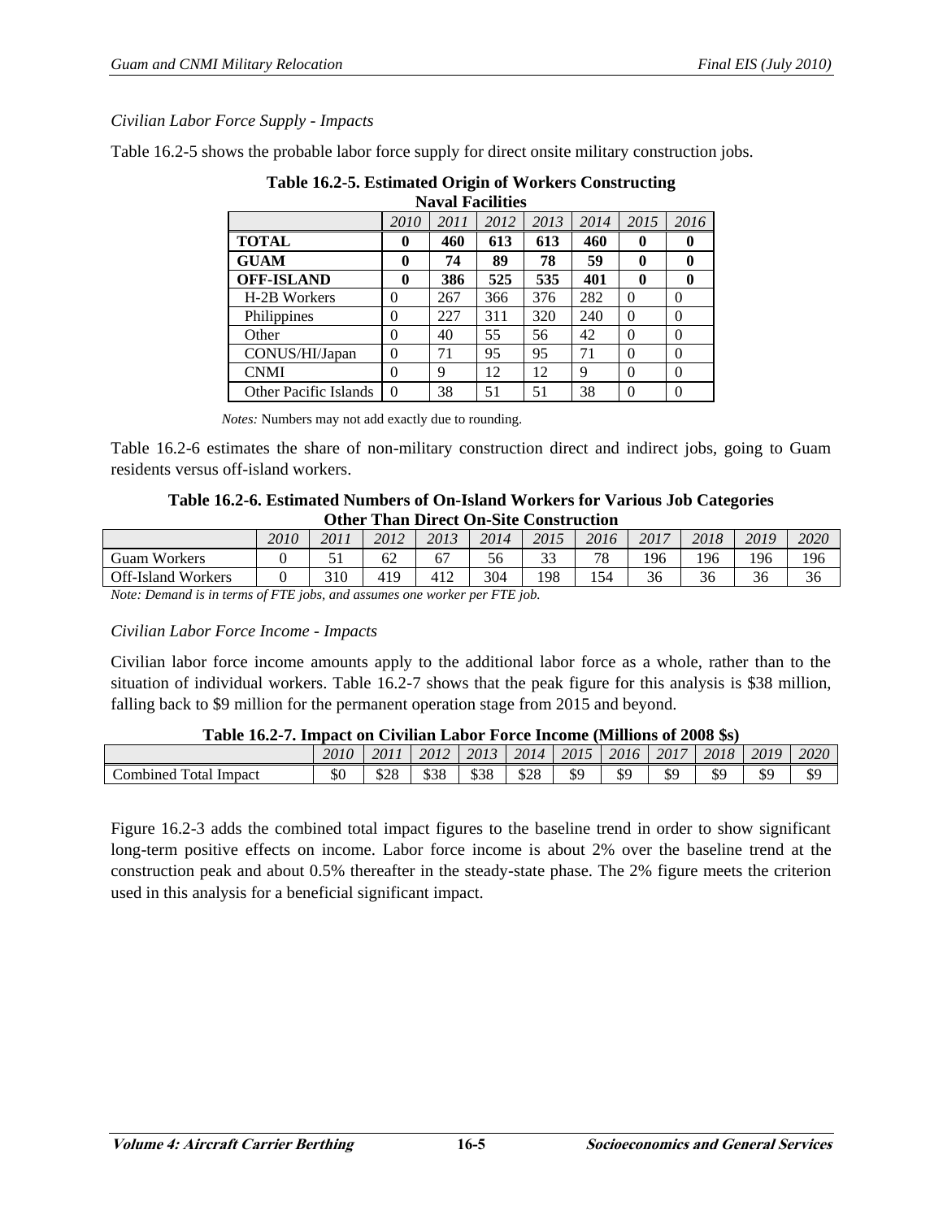*Civilian Labor Force Supply - Impacts*

Table 16.2-5 shows the probable labor force supply for direct onsite military construction jobs.

**Table 16.2-5. Estimated Origin of Workers Constructing Naval Facilities**

| | *2010* | *2011* | *2012* | *2013* | *2014* | *2015* | *2016* |
|---|---|---|---|---|---|---|---|
| **TOTAL** | **0** | **460** | **613** | **613** | **460** | **0** | **0** |
| **GUAM** | **0** | **74** | **89** | **78** | **59** | **0** | **0** |
| **OFF-ISLAND** | **0** | **386** | **525** | **535** | **401** | **0** | **0** |
| H-2B Workers | 0 | 267 | 366 | 376 | 282 | 0 | 0 |
| Philippines | 0 | 227 | 311 | 320 | 240 | 0 | 0 |
| Other | 0 | 40 | 55 | 56 | 42 | 0 | 0 |
| CONUS/HI/Japan | 0 | 71 | 95 | 95 | 71 | 0 | 0 |
| CNMI | 0 | 9 | 12 | 12 | 9 | 0 | 0 |
| Other Pacific Islands | 0 | 38 | 51 | 51 | 38 | 0 | 0 |

*Notes:* Numbers may not add exactly due to rounding.

Table 16.2-6 estimates the share of non-military construction direct and indirect jobs, going to Guam residents versus off-island workers.

**Table 16.2-6. Estimated Numbers of On-Island Workers for Various Job Categories Other Than Direct On-Site Construction**

| | *2010* | *2011* | *2012* | *2013* | *2014* | *2015* | *2016* | *2017* | *2018* | *2019* | *2020* |
|---|---|---|---|---|---|---|---|---|---|---|---|
| Guam Workers | 0 | 51 | 62 | 67 | 56 | 33 | 78 | 196 | 196 | 196 | 196 |
| Off-Island Workers | 0 | 310 | 419 | 412 | 304 | 198 | 154 | 36 | 36 | 36 | 36 |

*Note: Demand is in terms of FTE jobs, and assumes one worker per FTE job.*

*Civilian Labor Force Income - Impacts*

Civilian labor force income amounts apply to the additional labor force as a whole, rather than to the situation of individual workers. Table 16.2-7 shows that the peak figure for this analysis is $38 million, falling back to $9 million for the permanent operation stage from 2015 and beyond.

**Table 16.2-7. Impact on Civilian Labor Force Income (Millions of 2008 $s)**

| | *2010* | *2011* | *2012* | *2013* | *2014* | *2015* | *2016* | *2017* | *2018* | *2019* | *2020* |
|---|---|---|---|---|---|---|---|---|---|---|---|
| Combined Total Impact | $0 | $28 | $38 | $38 | $28 | $9 | $9 | $9 | $9 | $9 | $9 |

Figure 16.2-3 adds the combined total impact figures to the baseline trend in order to show significant long-term positive effects on income. Labor force income is about 2% over the baseline trend at the construction peak and about 0.5% thereafter in the steady-state phase. The 2% figure meets the criterion used in this analysis for a beneficial significant impact.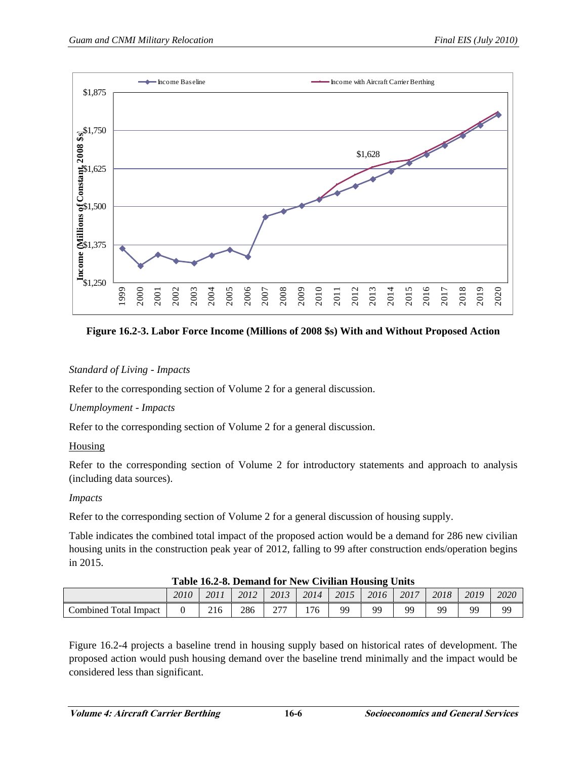**Figure 16.2-3. Labor Force Income (Millions of 2008 $s) With and Without Proposed Action**

*Standard of Living - Impacts*

Refer to the corresponding section of Volume 2 for a general discussion.

*Unemployment - Impacts*

Refer to the corresponding section of Volume 2 for a general discussion.

Housing

Refer to the corresponding section of Volume 2 for introductory statements and approach to analysis (including data sources).

*Impacts*

Refer to the corresponding section of Volume 2 for a general discussion of housing supply.

Table indicates the combined total impact of the proposed action would be a demand for 286 new civilian housing units in the construction peak year of 2012, falling to 99 after construction ends/operation begins in 2015.

**Table 16.2-8. Demand for New Civilian Housing Units**

| | *2010* | *2011* | *2012* | *2013* | *2014* | *2015* | *2016* | *2017* | *2018* | *2019* | *2020* |
|---|---|---|---|---|---|---|---|---|---|---|---|
| Combined Total Impact | 0 | 216 | 286 | 277 | 176 | 99 | 99 | 99 | 99 | 99 | 99 |

Figure 16.2-4 projects a baseline trend in housing supply based on historical rates of development. The proposed action would push housing demand over the baseline trend minimally and the impact would be considered less than significant.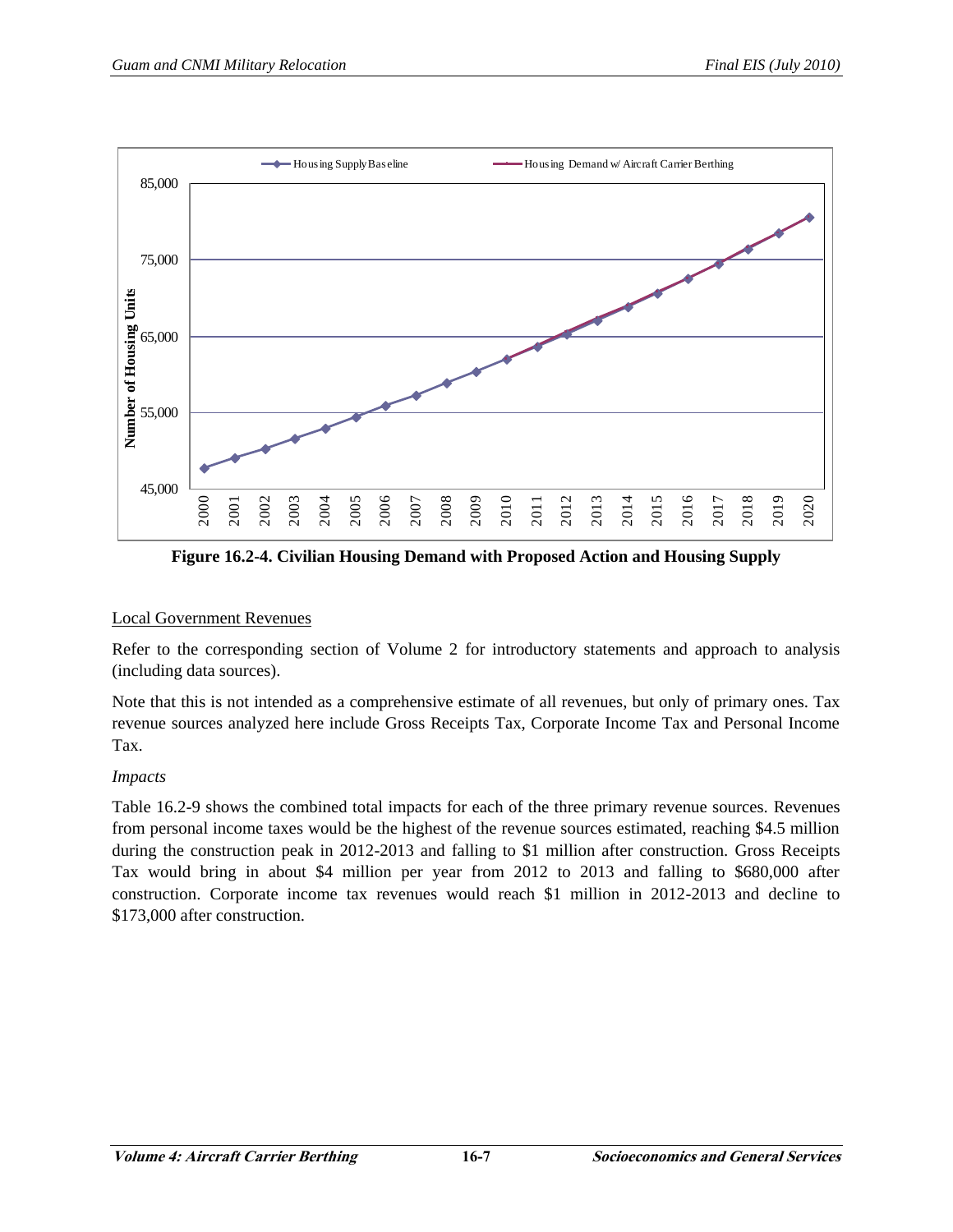**Figure 16.2-4. Civilian Housing Demand with Proposed Action and Housing Supply**

## Local Government Revenues

Refer to the corresponding section of Volume 2 for introductory statements and approach to analysis (including data sources).

Note that this is not intended as a comprehensive estimate of all revenues, but only of primary ones. Tax revenue sources analyzed here include Gross Receipts Tax, Corporate Income Tax and Personal Income Tax.

### *Impacts*

Table 16.2-9 shows the combined total impacts for each of the three primary revenue sources. Revenues from personal income taxes would be the highest of the revenue sources estimated, reaching $4.5 million during the construction peak in 2012-2013 and falling to $1 million after construction. Gross Receipts Tax would bring in about $4 million per year from 2012 to 2013 and falling to $680,000 after construction. Corporate income tax revenues would reach $1 million in 2012-2013 and decline to $173,000 after construction.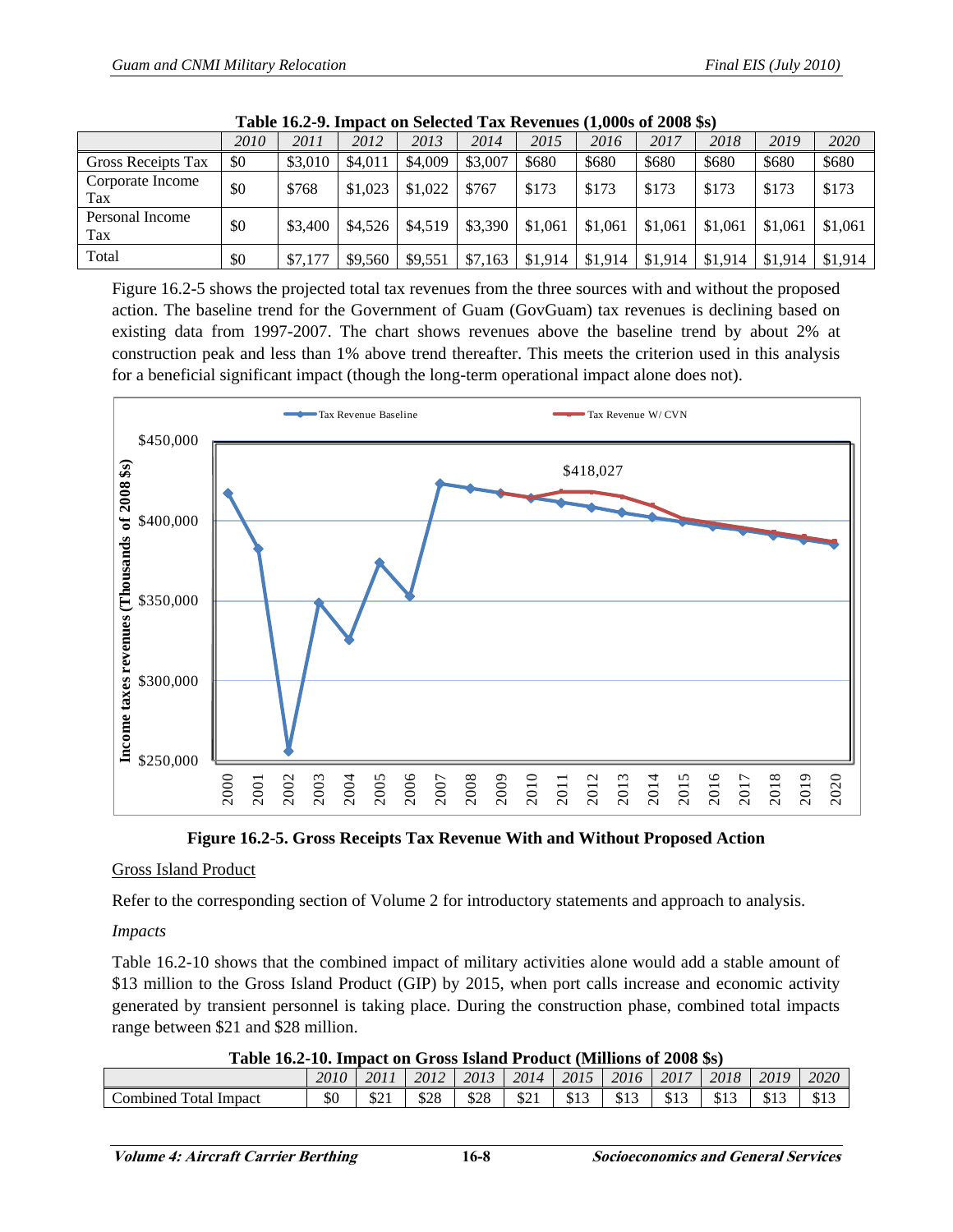**Table 16.2-9. Impact on Selected Tax Revenues (1,000s of 2008 $s)**

| | *2010* | *2011* | *2012* | *2013* | *2014* | *2015* | *2016* | *2017* | *2018* | *2019* | *2020* |
|---|---|---|---|---|---|---|---|---|---|---|---|
| Gross Receipts Tax | $0 | $3,010 | $4,011 | $4,009 | $3,007 | $680 | $680 | $680 | $680 | $680 | $680 |
| Corporate Income Tax | $0 | $768 | $1,023 | $1,022 | $767 | $173 | $173 | $173 | $173 | $173 | $173 |
| Personal Income Tax | $0 | $3,400 | $4,526 | $4,519 | $3,390 | $1,061 | $1,061 | $1,061 | $1,061 | $1,061 | $1,061 |
| Total | $0 | $7,177 | $9,560 | $9,551 | $7,163 | $1,914 | $1,914 | $1,914 | $1,914 | $1,914 | $1,914 |

Figure 16.2-5 shows the projected total tax revenues from the three sources with and without the proposed action. The baseline trend for the Government of Guam (GovGuam) tax revenues is declining based on existing data from 1997-2007. The chart shows revenues above the baseline trend by about 2% at construction peak and less than 1% above trend thereafter. This meets the criterion used in this analysis for a beneficial significant impact (though the long-term operational impact alone does not).

**Figure 16.2-5. Gross Receipts Tax Revenue With and Without Proposed Action**

## Gross Island Product

Refer to the corresponding section of Volume 2 for introductory statements and approach to analysis.

*Impacts*

Table 16.2-10 shows that the combined impact of military activities alone would add a stable amount of $13 million to the Gross Island Product (GIP) by 2015, when port calls increase and economic activity generated by transient personnel is taking place. During the construction phase, combined total impacts range between $21 and $28 million.

**Table 16.2-10. Impact on Gross Island Product (Millions of 2008 $s)**

| | *2010* | *2011* | *2012* | *2013* | *2014* | *2015* | *2016* | *2017* | *2018* | *2019* | *2020* |
|---|---|---|---|---|---|---|---|---|---|---|---|
| Combined Total Impact | $0 | $21 | $28 | $28 | $21 | $13 | $13 | $13 | $13 | $13 | $13 |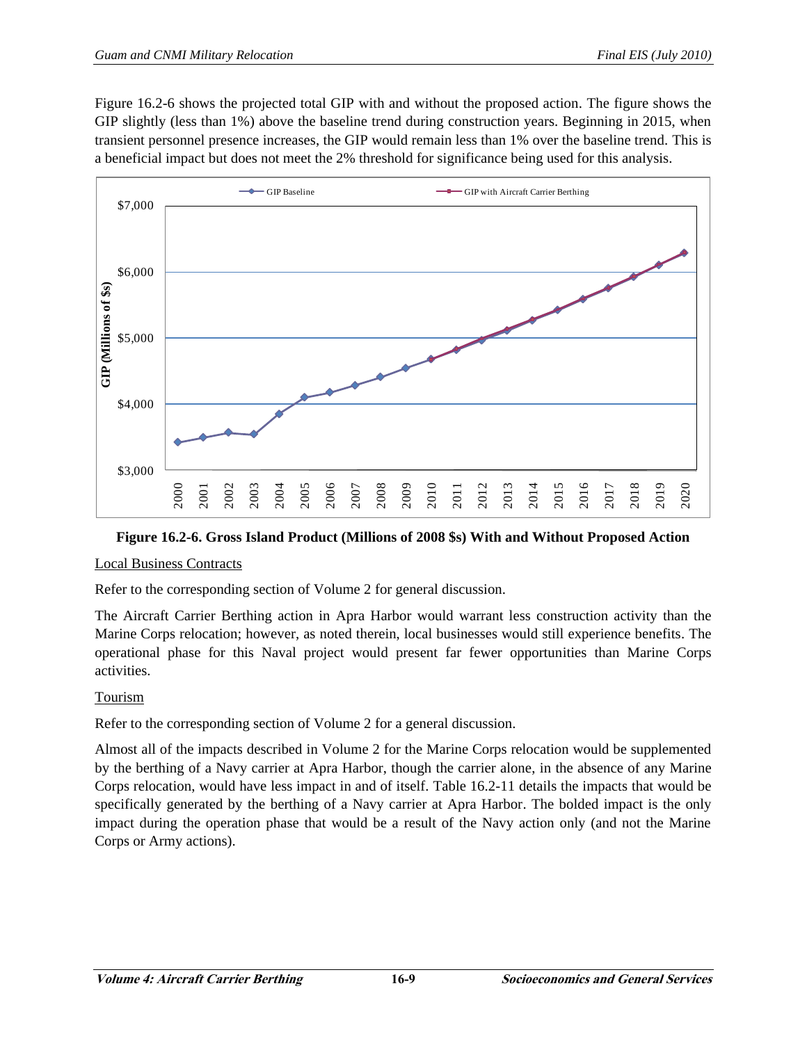Figure 16.2-6 shows the projected total GIP with and without the proposed action. The figure shows the GIP slightly (less than 1%) above the baseline trend during construction years. Beginning in 2015, when transient personnel presence increases, the GIP would remain less than 1% over the baseline trend. This is a beneficial impact but does not meet the 2% threshold for significance being used for this analysis.

**Figure 16.2-6. Gross Island Product (Millions of 2008 $s) With and Without Proposed Action**

Local Business Contracts

Refer to the corresponding section of Volume 2 for general discussion.

The Aircraft Carrier Berthing action in Apra Harbor would warrant less construction activity than the Marine Corps relocation; however, as noted therein, local businesses would still experience benefits. The operational phase for this Naval project would present far fewer opportunities than Marine Corps activities.

Tourism

Refer to the corresponding section of Volume 2 for a general discussion.

Almost all of the impacts described in Volume 2 for the Marine Corps relocation would be supplemented by the berthing of a Navy carrier at Apra Harbor, though the carrier alone, in the absence of any Marine Corps relocation, would have less impact in and of itself. Table 16.2-11 details the impacts that would be specifically generated by the berthing of a Navy carrier at Apra Harbor. The bolded impact is the only impact during the operation phase that would be a result of the Navy action only (and not the Marine Corps or Army actions).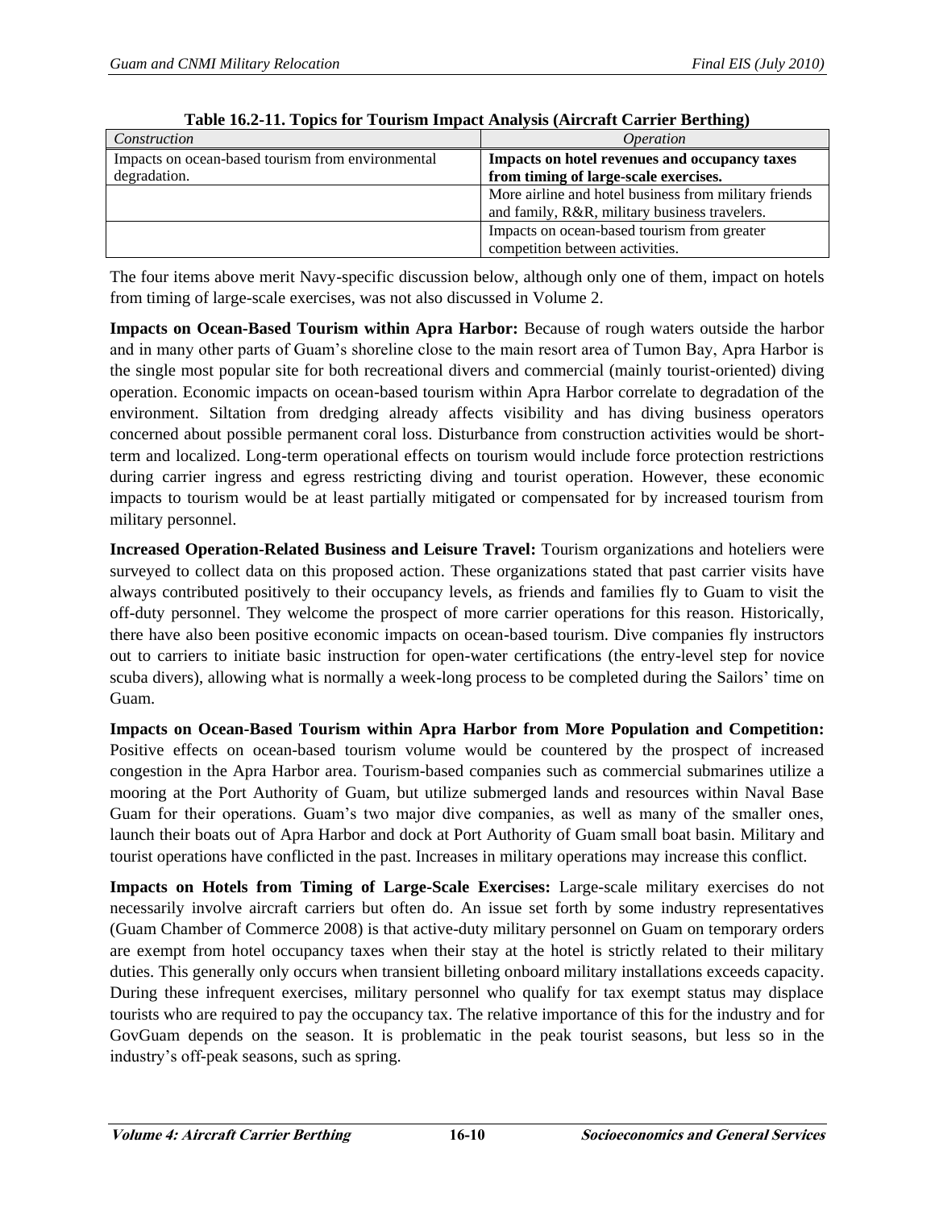**Table 16.2-11. Topics for Tourism Impact Analysis (Aircraft Carrier Berthing)**

| *Construction* | *Operation* |
|---|---|
| Impacts on ocean-based tourism from environmental degradation. | **Impacts on hotel revenues and occupancy taxes from timing of large-scale exercises.** |
| | More airline and hotel business from military friends and family, R&R, military business travelers. |
| | Impacts on ocean-based tourism from greater competition between activities. |

The four items above merit Navy-specific discussion below, although only one of them, impact on hotels from timing of large-scale exercises, was not also discussed in Volume 2.

**Impacts on Ocean-Based Tourism within Apra Harbor:** Because of rough waters outside the harbor and in many other parts of Guam's shoreline close to the main resort area of Tumon Bay, Apra Harbor is the single most popular site for both recreational divers and commercial (mainly tourist-oriented) diving operation. Economic impacts on ocean-based tourism within Apra Harbor correlate to degradation of the environment. Siltation from dredging already affects visibility and has diving business operators concerned about possible permanent coral loss. Disturbance from construction activities would be short-term and localized. Long-term operational effects on tourism would include force protection restrictions during carrier ingress and egress restricting diving and tourist operation. However, these economic impacts to tourism would be at least partially mitigated or compensated for by increased tourism from military personnel.

**Increased Operation-Related Business and Leisure Travel:** Tourism organizations and hoteliers were surveyed to collect data on this proposed action. These organizations stated that past carrier visits have always contributed positively to their occupancy levels, as friends and families fly to Guam to visit the off-duty personnel. They welcome the prospect of more carrier operations for this reason. Historically, there have also been positive economic impacts on ocean-based tourism. Dive companies fly instructors out to carriers to initiate basic instruction for open-water certifications (the entry-level step for novice scuba divers), allowing what is normally a week-long process to be completed during the Sailors' time on Guam.

**Impacts on Ocean-Based Tourism within Apra Harbor from More Population and Competition:** Positive effects on ocean-based tourism volume would be countered by the prospect of increased congestion in the Apra Harbor area. Tourism-based companies such as commercial submarines utilize a mooring at the Port Authority of Guam, but utilize submerged lands and resources within Naval Base Guam for their operations. Guam's two major dive companies, as well as many of the smaller ones, launch their boats out of Apra Harbor and dock at Port Authority of Guam small boat basin. Military and tourist operations have conflicted in the past. Increases in military operations may increase this conflict.

**Impacts on Hotels from Timing of Large-Scale Exercises:** Large-scale military exercises do not necessarily involve aircraft carriers but often do. An issue set forth by some industry representatives (Guam Chamber of Commerce 2008) is that active-duty military personnel on Guam on temporary orders are exempt from hotel occupancy taxes when their stay at the hotel is strictly related to their military duties. This generally only occurs when transient billeting onboard military installations exceeds capacity. During these infrequent exercises, military personnel who qualify for tax exempt status may displace tourists who are required to pay the occupancy tax. The relative importance of this for the industry and for GovGuam depends on the season. It is problematic in the peak tourist seasons, but less so in the industry's off-peak seasons, such as spring.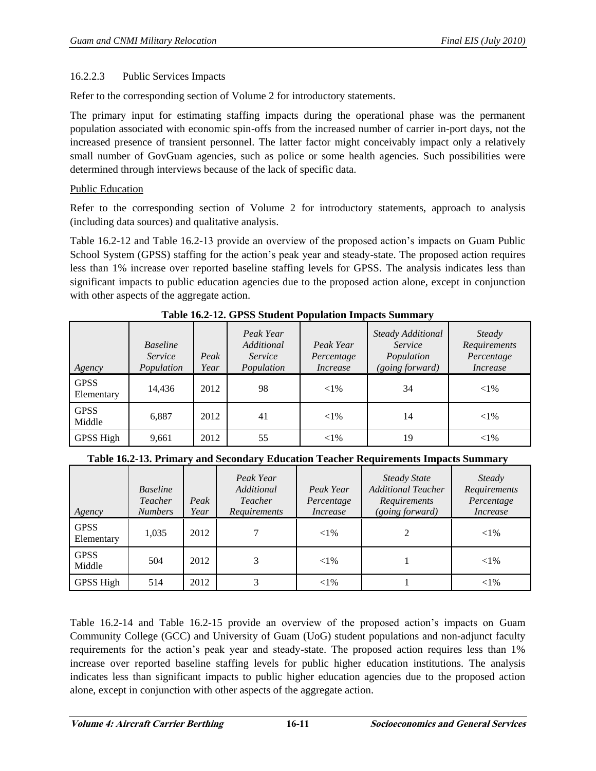16.2.2.3 Public Services Impacts

Refer to the corresponding section of Volume 2 for introductory statements.

The primary input for estimating staffing impacts during the operational phase was the permanent population associated with economic spin-offs from the increased number of carrier in-port days, not the increased presence of transient personnel. The latter factor might conceivably impact only a relatively small number of GovGuam agencies, such as police or some health agencies. Such possibilities were determined through interviews because of the lack of specific data.

Public Education

Refer to the corresponding section of Volume 2 for introductory statements, approach to analysis (including data sources) and qualitative analysis.

Table 16.2-12 and Table 16.2-13 provide an overview of the proposed action's impacts on Guam Public School System (GPSS) staffing for the action's peak year and steady-state. The proposed action requires less than 1% increase over reported baseline staffing levels for GPSS. The analysis indicates less than significant impacts to public education agencies due to the proposed action alone, except in conjunction with other aspects of the aggregate action.

**Table 16.2-12. GPSS Student Population Impacts Summary**

| *Agency* | *Baseline Service Population* | *Peak Year* | *Peak Year Additional Service Population* | *Peak Year Percentage Increase* | *Steady Additional Service Population (going forward)* | *Steady Requirements Percentage Increase* |
|---|---|---|---|---|---|---|
| GPSS Elementary | 14,436 | 2012 | 98 | <1% | 34 | <1% |
| GPSS Middle | 6,887 | 2012 | 41 | <1% | 14 | <1% |
| GPSS High | 9,661 | 2012 | 55 | <1% | 19 | <1% |

**Table 16.2-13. Primary and Secondary Education Teacher Requirements Impacts Summary**

| *Agency* | *Baseline Teacher Numbers* | *Peak Year* | *Peak Year Additional Teacher Requirements* | *Peak Year Percentage Increase* | *Steady State Additional Teacher Requirements (going forward)* | *Steady Requirements Percentage Increase* |
|---|---|---|---|---|---|---|
| GPSS Elementary | 1,035 | 2012 | 7 | <1% | 2 | <1% |
| GPSS Middle | 504 | 2012 | 3 | <1% | 1 | <1% |
| GPSS High | 514 | 2012 | 3 | <1% | 1 | <1% |

Table 16.2-14 and Table 16.2-15 provide an overview of the proposed action's impacts on Guam Community College (GCC) and University of Guam (UoG) student populations and non-adjunct faculty requirements for the action's peak year and steady-state. The proposed action requires less than 1% increase over reported baseline staffing levels for public higher education institutions. The analysis indicates less than significant impacts to public higher education agencies due to the proposed action alone, except in conjunction with other aspects of the aggregate action.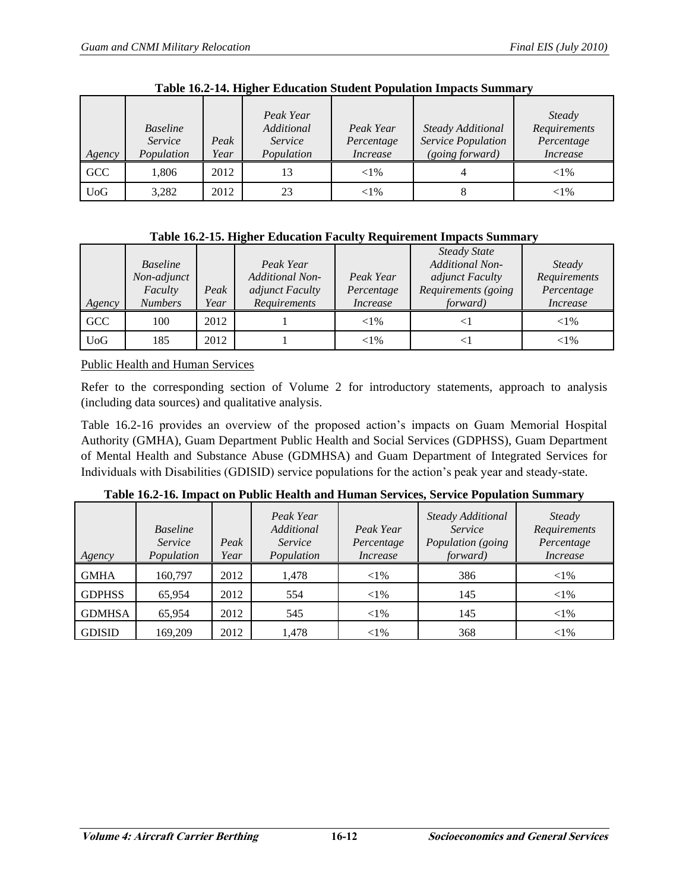**Table 16.2-14. Higher Education Student Population Impacts Summary**

| *Agency* | *Baseline Service Population* | *Peak Year* | *Peak Year Additional Service Population* | *Peak Year Percentage Increase* | *Steady Additional Service Population (going forward)* | *Steady Requirements Percentage Increase* |
|---|---|---|---|---|---|---|
| GCC | 1,806 | 2012 | 13 | <1% | 4 | <1% |
| UoG | 3,282 | 2012 | 23 | <1% | 8 | <1% |

**Table 16.2-15. Higher Education Faculty Requirement Impacts Summary**

| *Agency* | *Baseline Non-adjunct Faculty Numbers* | *Peak Year* | *Peak Year Additional Non-adjunct Faculty Requirements* | *Peak Year Percentage Increase* | *Steady State Additional Non-adjunct Faculty Requirements (going forward)* | *Steady Requirements Percentage Increase* |
|---|---|---|---|---|---|---|
| GCC | 100 | 2012 | 1 | <1% | <1 | <1% |
| UoG | 185 | 2012 | 1 | <1% | <1 | <1% |

<u>Public Health and Human Services</u>

Refer to the corresponding section of Volume 2 for introductory statements, approach to analysis (including data sources) and qualitative analysis.

Table 16.2-16 provides an overview of the proposed action's impacts on Guam Memorial Hospital Authority (GMHA), Guam Department Public Health and Social Services (GDPHSS), Guam Department of Mental Health and Substance Abuse (GDMHSA) and Guam Department of Integrated Services for Individuals with Disabilities (GDISID) service populations for the action's peak year and steady-state.

**Table 16.2-16. Impact on Public Health and Human Services, Service Population Summary**

| *Agency* | *Baseline Service Population* | *Peak Year* | *Peak Year Additional Service Population* | *Peak Year Percentage Increase* | *Steady Additional Service Population (going forward)* | *Steady Requirements Percentage Increase* |
|---|---|---|---|---|---|---|
| GMHA | 160,797 | 2012 | 1,478 | <1% | 386 | <1% |
| GDPHSS | 65,954 | 2012 | 554 | <1% | 145 | <1% |
| GDMHSA | 65,954 | 2012 | 545 | <1% | 145 | <1% |
| GDISID | 169,209 | 2012 | 1,478 | <1% | 368 | <1% |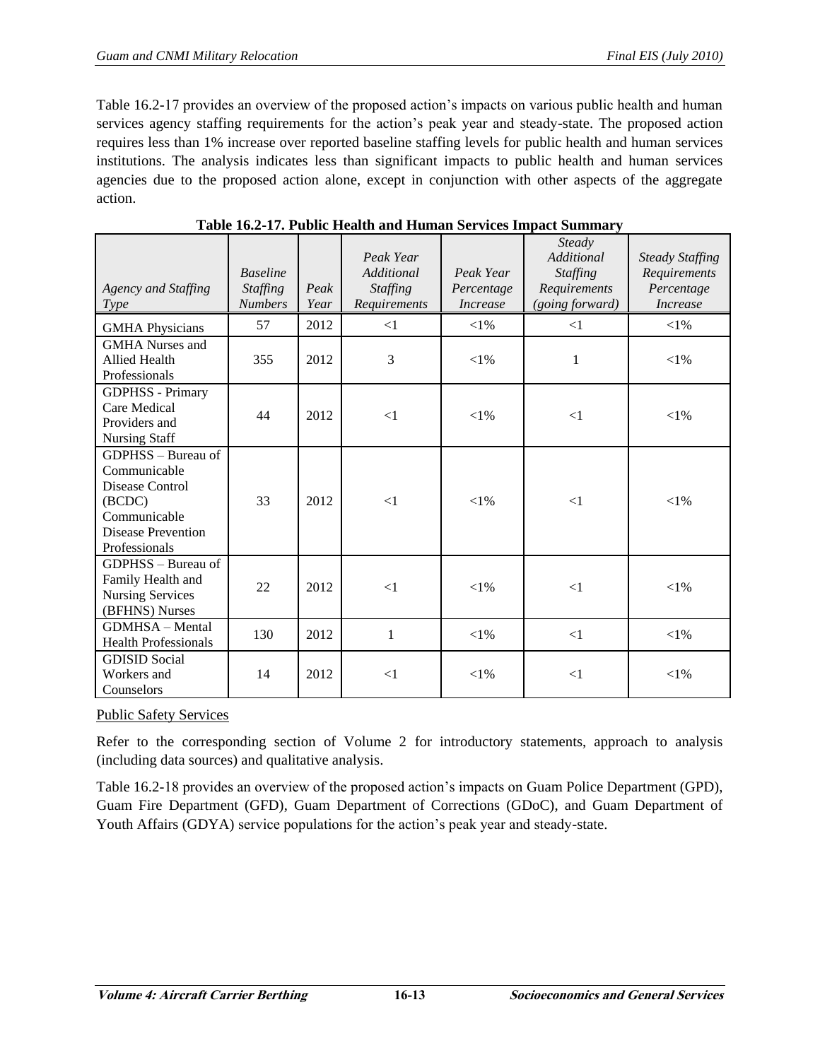Table 16.2-17 provides an overview of the proposed action's impacts on various public health and human services agency staffing requirements for the action's peak year and steady-state. The proposed action requires less than 1% increase over reported baseline staffing levels for public health and human services institutions. The analysis indicates less than significant impacts to public health and human services agencies due to the proposed action alone, except in conjunction with other aspects of the aggregate action.

**Table 16.2-17. Public Health and Human Services Impact Summary**

| *Agency and Staffing Type* | *Baseline Staffing Numbers* | *Peak Year* | *Peak Year Additional Staffing Requirements* | *Peak Year Percentage Increase* | *Steady Additional Staffing Requirements (going forward)* | *Steady Staffing Requirements Percentage Increase* |
|---|---|---|---|---|---|---|
| GMHA Physicians | 57 | 2012 | <1 | <1% | <1 | <1% |
| GMHA Nurses and Allied Health Professionals | 355 | 2012 | 3 | <1% | 1 | <1% |
| GDPHSS - Primary Care Medical Providers and Nursing Staff | 44 | 2012 | <1 | <1% | <1 | <1% |
| GDPHSS – Bureau of Communicable Disease Control (BCDC) Communicable Disease Prevention Professionals | 33 | 2012 | <1 | <1% | <1 | <1% |
| GDPHSS – Bureau of Family Health and Nursing Services (BFHNS) Nurses | 22 | 2012 | <1 | <1% | <1 | <1% |
| GDMHSA – Mental Health Professionals | 130 | 2012 | 1 | <1% | <1 | <1% |
| GDISID Social Workers and Counselors | 14 | 2012 | <1 | <1% | <1 | <1% |

Public Safety Services

Refer to the corresponding section of Volume 2 for introductory statements, approach to analysis (including data sources) and qualitative analysis.

Table 16.2-18 provides an overview of the proposed action's impacts on Guam Police Department (GPD), Guam Fire Department (GFD), Guam Department of Corrections (GDoC), and Guam Department of Youth Affairs (GDYA) service populations for the action's peak year and steady-state.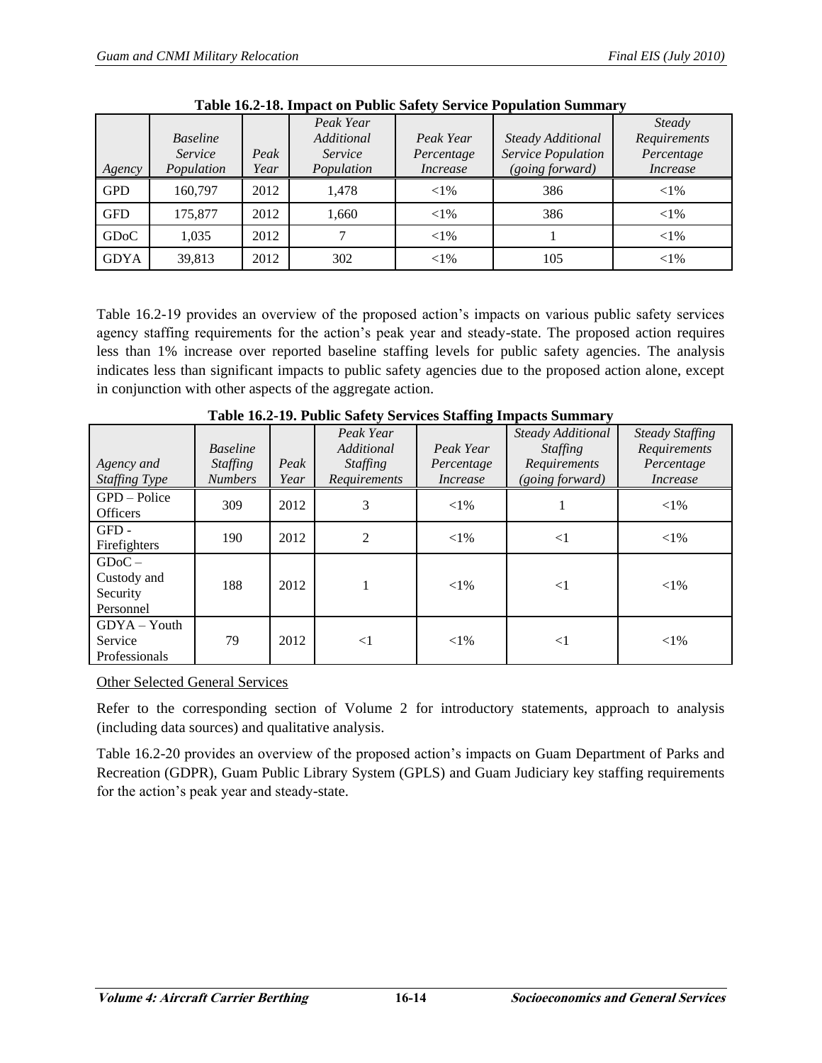**Table 16.2-18. Impact on Public Safety Service Population Summary**

| *Agency* | *Baseline Service Population* | *Peak Year* | *Peak Year Additional Service Population* | *Peak Year Percentage Increase* | *Steady Additional Service Population (going forward)* | *Steady Requirements Percentage Increase* |
|---|---|---|---|---|---|---|
| GPD | 160,797 | 2012 | 1,478 | <1% | 386 | <1% |
| GFD | 175,877 | 2012 | 1,660 | <1% | 386 | <1% |
| GDoC | 1,035 | 2012 | 7 | <1% | 1 | <1% |
| GDYA | 39,813 | 2012 | 302 | <1% | 105 | <1% |

Table 16.2-19 provides an overview of the proposed action's impacts on various public safety services agency staffing requirements for the action's peak year and steady-state. The proposed action requires less than 1% increase over reported baseline staffing levels for public safety agencies. The analysis indicates less than significant impacts to public safety agencies due to the proposed action alone, except in conjunction with other aspects of the aggregate action.

**Table 16.2-19. Public Safety Services Staffing Impacts Summary**

| *Agency and Staffing Type* | *Baseline Staffing Numbers* | *Peak Year* | *Peak Year Additional Staffing Requirements* | *Peak Year Percentage Increase* | *Steady Additional Staffing Requirements (going forward)* | *Steady Staffing Requirements Percentage Increase* |
|---|---|---|---|---|---|---|
| GPD – Police Officers | 309 | 2012 | 3 | <1% | 1 | <1% |
| GFD - Firefighters | 190 | 2012 | 2 | <1% | <1 | <1% |
| GDoC – Custody and Security Personnel | 188 | 2012 | 1 | <1% | <1 | <1% |
| GDYA – Youth Service Professionals | 79 | 2012 | <1 | <1% | <1 | <1% |

Other Selected General Services

Refer to the corresponding section of Volume 2 for introductory statements, approach to analysis (including data sources) and qualitative analysis.

Table 16.2-20 provides an overview of the proposed action's impacts on Guam Department of Parks and Recreation (GDPR), Guam Public Library System (GPLS) and Guam Judiciary key staffing requirements for the action's peak year and steady-state.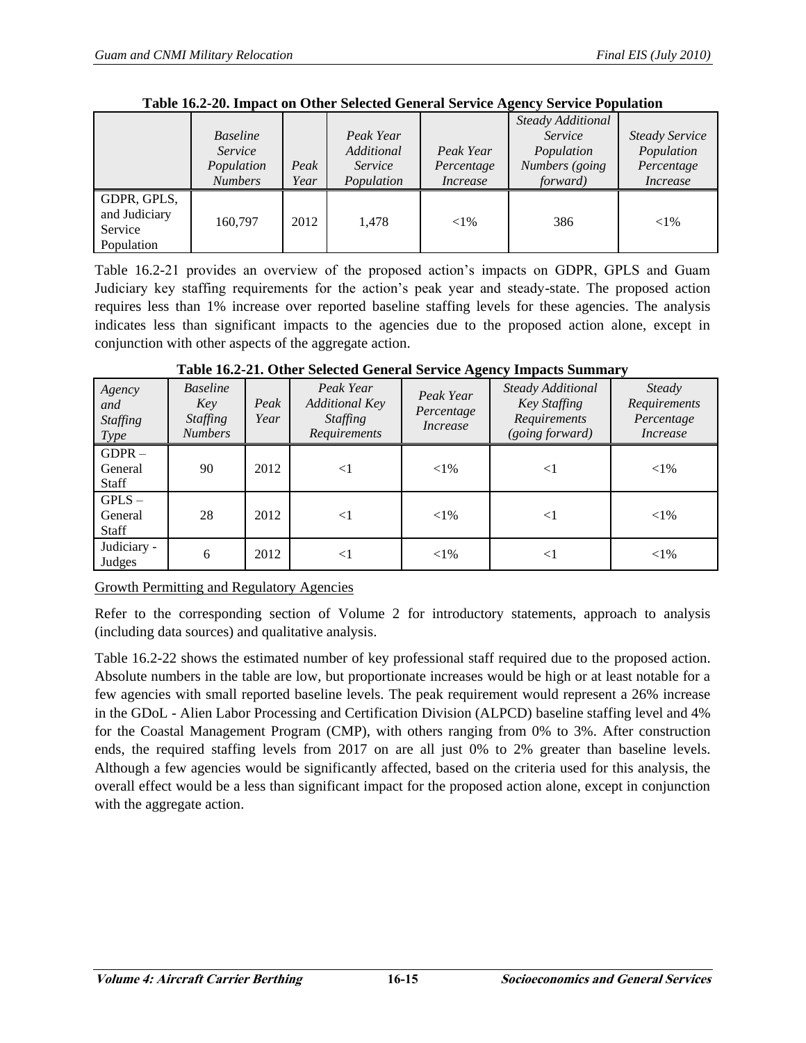**Table 16.2-20. Impact on Other Selected General Service Agency Service Population**

| | *Baseline Service Population Numbers* | *Peak Year* | *Peak Year Additional Service Population* | *Peak Year Percentage Increase* | *Steady Additional Service Population Numbers (going forward)* | *Steady Service Population Percentage Increase* |
|---|---|---|---|---|---|---|
| GDPR, GPLS, and Judiciary Service Population | 160,797 | 2012 | 1,478 | <1% | 386 | <1% |

Table 16.2-21 provides an overview of the proposed action's impacts on GDPR, GPLS and Guam Judiciary key staffing requirements for the action's peak year and steady-state. The proposed action requires less than 1% increase over reported baseline staffing levels for these agencies. The analysis indicates less than significant impacts to the agencies due to the proposed action alone, except in conjunction with other aspects of the aggregate action.

**Table 16.2-21. Other Selected General Service Agency Impacts Summary**

| *Agency and Staffing Type* | *Baseline Key Staffing Numbers* | *Peak Year* | *Peak Year Additional Key Staffing Requirements* | *Peak Year Percentage Increase* | *Steady Additional Key Staffing Requirements (going forward)* | *Steady Requirements Percentage Increase* |
|---|---|---|---|---|---|---|
| GDPR – General Staff | 90 | 2012 | <1 | <1% | <1 | <1% |
| GPLS – General Staff | 28 | 2012 | <1 | <1% | <1 | <1% |
| Judiciary - Judges | 6 | 2012 | <1 | <1% | <1 | <1% |

<u>Growth Permitting and Regulatory Agencies</u>

Refer to the corresponding section of Volume 2 for introductory statements, approach to analysis (including data sources) and qualitative analysis.

Table 16.2-22 shows the estimated number of key professional staff required due to the proposed action. Absolute numbers in the table are low, but proportionate increases would be high or at least notable for a few agencies with small reported baseline levels. The peak requirement would represent a 26% increase in the GDoL - Alien Labor Processing and Certification Division (ALPCD) baseline staffing level and 4% for the Coastal Management Program (CMP), with others ranging from 0% to 3%. After construction ends, the required staffing levels from 2017 on are all just 0% to 2% greater than baseline levels. Although a few agencies would be significantly affected, based on the criteria used for this analysis, the overall effect would be a less than significant impact for the proposed action alone, except in conjunction with the aggregate action.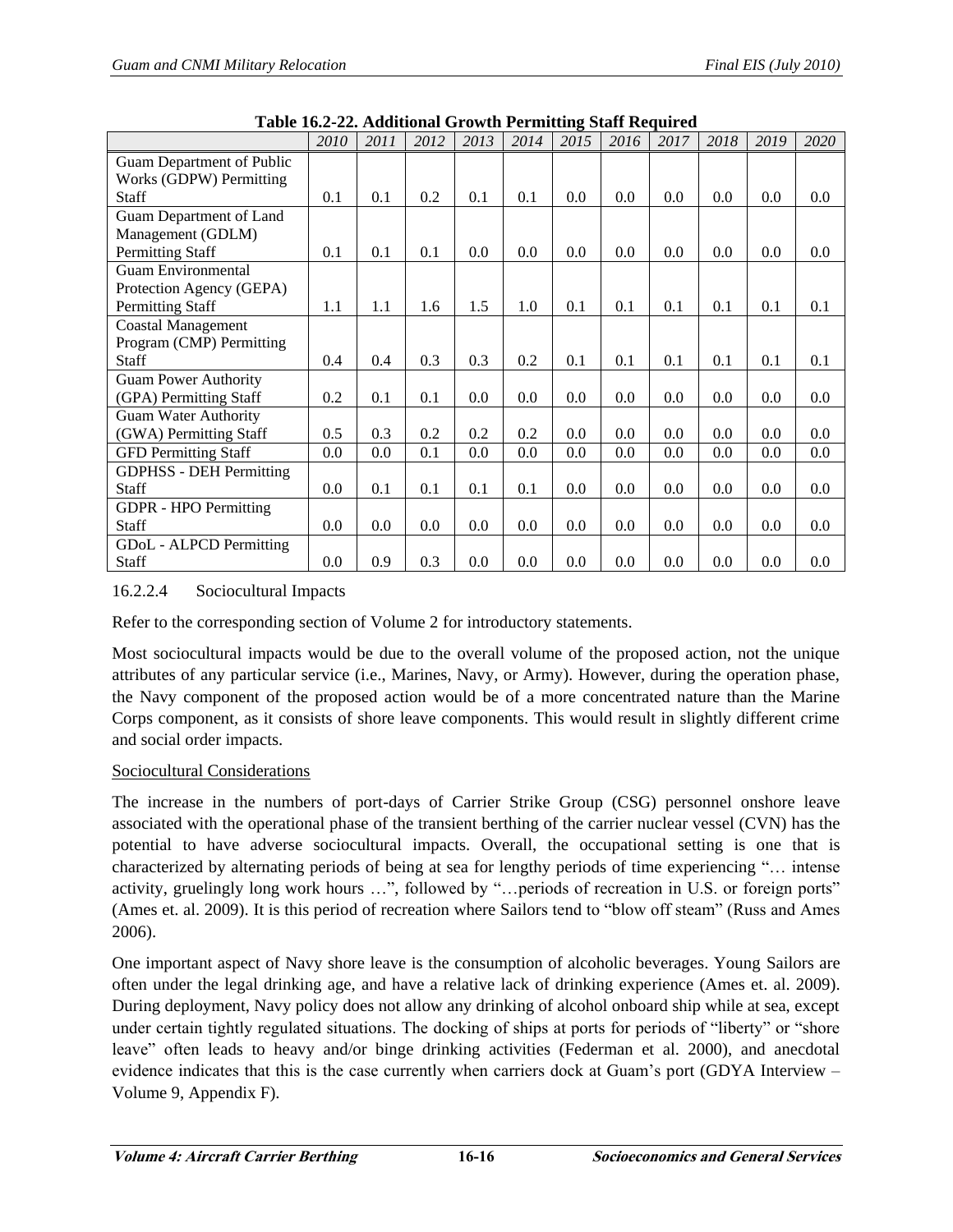**Table 16.2-22. Additional Growth Permitting Staff Required**

| | *2010* | *2011* | *2012* | *2013* | *2014* | *2015* | *2016* | *2017* | *2018* | *2019* | *2020* |
|---|---|---|---|---|---|---|---|---|---|---|---|
| Guam Department of Public Works (GDPW) Permitting Staff | 0.1 | 0.1 | 0.2 | 0.1 | 0.1 | 0.0 | 0.0 | 0.0 | 0.0 | 0.0 | 0.0 |
| Guam Department of Land Management (GDLM) Permitting Staff | 0.1 | 0.1 | 0.1 | 0.0 | 0.0 | 0.0 | 0.0 | 0.0 | 0.0 | 0.0 | 0.0 |
| Guam Environmental Protection Agency (GEPA) Permitting Staff | 1.1 | 1.1 | 1.6 | 1.5 | 1.0 | 0.1 | 0.1 | 0.1 | 0.1 | 0.1 | 0.1 |
| Coastal Management Program (CMP) Permitting Staff | 0.4 | 0.4 | 0.3 | 0.3 | 0.2 | 0.1 | 0.1 | 0.1 | 0.1 | 0.1 | 0.1 |
| Guam Power Authority (GPA) Permitting Staff | 0.2 | 0.1 | 0.1 | 0.0 | 0.0 | 0.0 | 0.0 | 0.0 | 0.0 | 0.0 | 0.0 |
| Guam Water Authority (GWA) Permitting Staff | 0.5 | 0.3 | 0.2 | 0.2 | 0.2 | 0.0 | 0.0 | 0.0 | 0.0 | 0.0 | 0.0 |
| GFD Permitting Staff | 0.0 | 0.0 | 0.1 | 0.0 | 0.0 | 0.0 | 0.0 | 0.0 | 0.0 | 0.0 | 0.0 |
| GDPHSS - DEH Permitting Staff | 0.0 | 0.1 | 0.1 | 0.1 | 0.1 | 0.0 | 0.0 | 0.0 | 0.0 | 0.0 | 0.0 |
| GDPR - HPO Permitting Staff | 0.0 | 0.0 | 0.0 | 0.0 | 0.0 | 0.0 | 0.0 | 0.0 | 0.0 | 0.0 | 0.0 |
| GDoL - ALPCD Permitting Staff | 0.0 | 0.9 | 0.3 | 0.0 | 0.0 | 0.0 | 0.0 | 0.0 | 0.0 | 0.0 | 0.0 |

#### 16.2.2.4 Sociocultural Impacts

Refer to the corresponding section of Volume 2 for introductory statements.

Most sociocultural impacts would be due to the overall volume of the proposed action, not the unique attributes of any particular service (i.e., Marines, Navy, or Army). However, during the operation phase, the Navy component of the proposed action would be of a more concentrated nature than the Marine Corps component, as it consists of shore leave components. This would result in slightly different crime and social order impacts.

Sociocultural Considerations

The increase in the numbers of port-days of Carrier Strike Group (CSG) personnel onshore leave associated with the operational phase of the transient berthing of the carrier nuclear vessel (CVN) has the potential to have adverse sociocultural impacts. Overall, the occupational setting is one that is characterized by alternating periods of being at sea for lengthy periods of time experiencing "… intense activity, gruelingly long work hours …", followed by "…periods of recreation in U.S. or foreign ports" (Ames et. al. 2009). It is this period of recreation where Sailors tend to "blow off steam" (Russ and Ames 2006).

One important aspect of Navy shore leave is the consumption of alcoholic beverages. Young Sailors are often under the legal drinking age, and have a relative lack of drinking experience (Ames et. al. 2009). During deployment, Navy policy does not allow any drinking of alcohol onboard ship while at sea, except under certain tightly regulated situations. The docking of ships at ports for periods of "liberty" or "shore leave" often leads to heavy and/or binge drinking activities (Federman et al. 2000), and anecdotal evidence indicates that this is the case currently when carriers dock at Guam's port (GDYA Interview – Volume 9, Appendix F).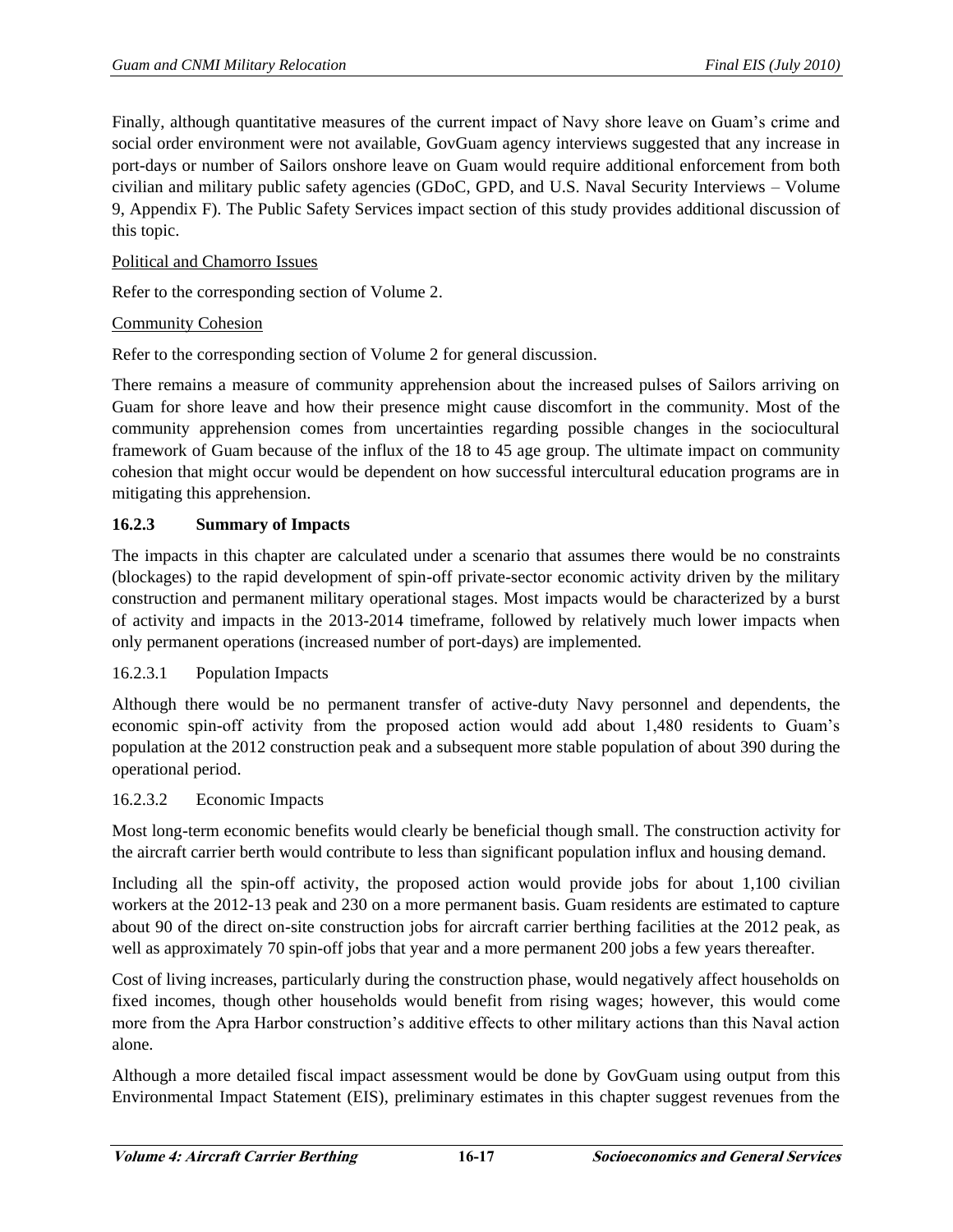Finally, although quantitative measures of the current impact of Navy shore leave on Guam's crime and social order environment were not available, GovGuam agency interviews suggested that any increase in port-days or number of Sailors onshore leave on Guam would require additional enforcement from both civilian and military public safety agencies (GDoC, GPD, and U.S. Naval Security Interviews – Volume 9, Appendix F). The Public Safety Services impact section of this study provides additional discussion of this topic.

Political and Chamorro Issues

Refer to the corresponding section of Volume 2.

Community Cohesion

Refer to the corresponding section of Volume 2 for general discussion.

There remains a measure of community apprehension about the increased pulses of Sailors arriving on Guam for shore leave and how their presence might cause discomfort in the community. Most of the community apprehension comes from uncertainties regarding possible changes in the sociocultural framework of Guam because of the influx of the 18 to 45 age group. The ultimate impact on community cohesion that might occur would be dependent on how successful intercultural education programs are in mitigating this apprehension.

### 16.2.3 Summary of Impacts

The impacts in this chapter are calculated under a scenario that assumes there would be no constraints (blockages) to the rapid development of spin-off private-sector economic activity driven by the military construction and permanent military operational stages. Most impacts would be characterized by a burst of activity and impacts in the 2013-2014 timeframe, followed by relatively much lower impacts when only permanent operations (increased number of port-days) are implemented.

#### 16.2.3.1 Population Impacts

Although there would be no permanent transfer of active-duty Navy personnel and dependents, the economic spin-off activity from the proposed action would add about 1,480 residents to Guam's population at the 2012 construction peak and a subsequent more stable population of about 390 during the operational period.

#### 16.2.3.2 Economic Impacts

Most long-term economic benefits would clearly be beneficial though small. The construction activity for the aircraft carrier berth would contribute to less than significant population influx and housing demand.

Including all the spin-off activity, the proposed action would provide jobs for about 1,100 civilian workers at the 2012-13 peak and 230 on a more permanent basis. Guam residents are estimated to capture about 90 of the direct on-site construction jobs for aircraft carrier berthing facilities at the 2012 peak, as well as approximately 70 spin-off jobs that year and a more permanent 200 jobs a few years thereafter.

Cost of living increases, particularly during the construction phase, would negatively affect households on fixed incomes, though other households would benefit from rising wages; however, this would come more from the Apra Harbor construction's additive effects to other military actions than this Naval action alone.

Although a more detailed fiscal impact assessment would be done by GovGuam using output from this Environmental Impact Statement (EIS), preliminary estimates in this chapter suggest revenues from the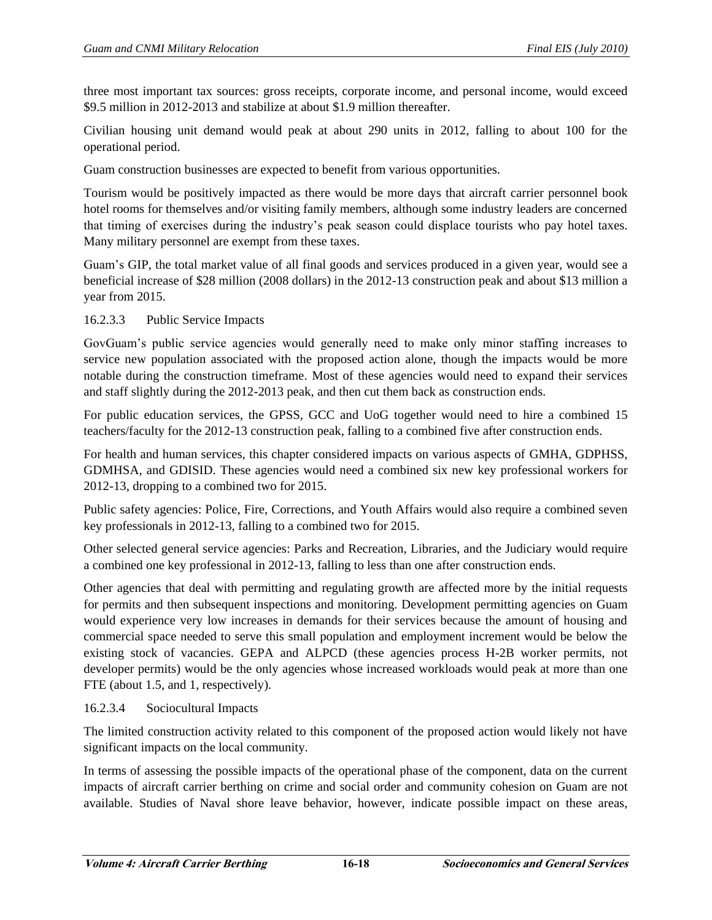three most important tax sources: gross receipts, corporate income, and personal income, would exceed $9.5 million in 2012-2013 and stabilize at about $1.9 million thereafter.

Civilian housing unit demand would peak at about 290 units in 2012, falling to about 100 for the operational period.

Guam construction businesses are expected to benefit from various opportunities.

Tourism would be positively impacted as there would be more days that aircraft carrier personnel book hotel rooms for themselves and/or visiting family members, although some industry leaders are concerned that timing of exercises during the industry's peak season could displace tourists who pay hotel taxes. Many military personnel are exempt from these taxes.

Guam's GIP, the total market value of all final goods and services produced in a given year, would see a beneficial increase of $28 million (2008 dollars) in the 2012-13 construction peak and about $13 million a year from 2015.

#### 16.2.3.3 Public Service Impacts

GovGuam's public service agencies would generally need to make only minor staffing increases to service new population associated with the proposed action alone, though the impacts would be more notable during the construction timeframe. Most of these agencies would need to expand their services and staff slightly during the 2012-2013 peak, and then cut them back as construction ends.

For public education services, the GPSS, GCC and UoG together would need to hire a combined 15 teachers/faculty for the 2012-13 construction peak, falling to a combined five after construction ends.

For health and human services, this chapter considered impacts on various aspects of GMHA, GDPHSS, GDMHSA, and GDISID. These agencies would need a combined six new key professional workers for 2012-13, dropping to a combined two for 2015.

Public safety agencies: Police, Fire, Corrections, and Youth Affairs would also require a combined seven key professionals in 2012-13, falling to a combined two for 2015.

Other selected general service agencies: Parks and Recreation, Libraries, and the Judiciary would require a combined one key professional in 2012-13, falling to less than one after construction ends.

Other agencies that deal with permitting and regulating growth are affected more by the initial requests for permits and then subsequent inspections and monitoring. Development permitting agencies on Guam would experience very low increases in demands for their services because the amount of housing and commercial space needed to serve this small population and employment increment would be below the existing stock of vacancies. GEPA and ALPCD (these agencies process H-2B worker permits, not developer permits) would be the only agencies whose increased workloads would peak at more than one FTE (about 1.5, and 1, respectively).

#### 16.2.3.4 Sociocultural Impacts

The limited construction activity related to this component of the proposed action would likely not have significant impacts on the local community.

In terms of assessing the possible impacts of the operational phase of the component, data on the current impacts of aircraft carrier berthing on crime and social order and community cohesion on Guam are not available. Studies of Naval shore leave behavior, however, indicate possible impact on these areas,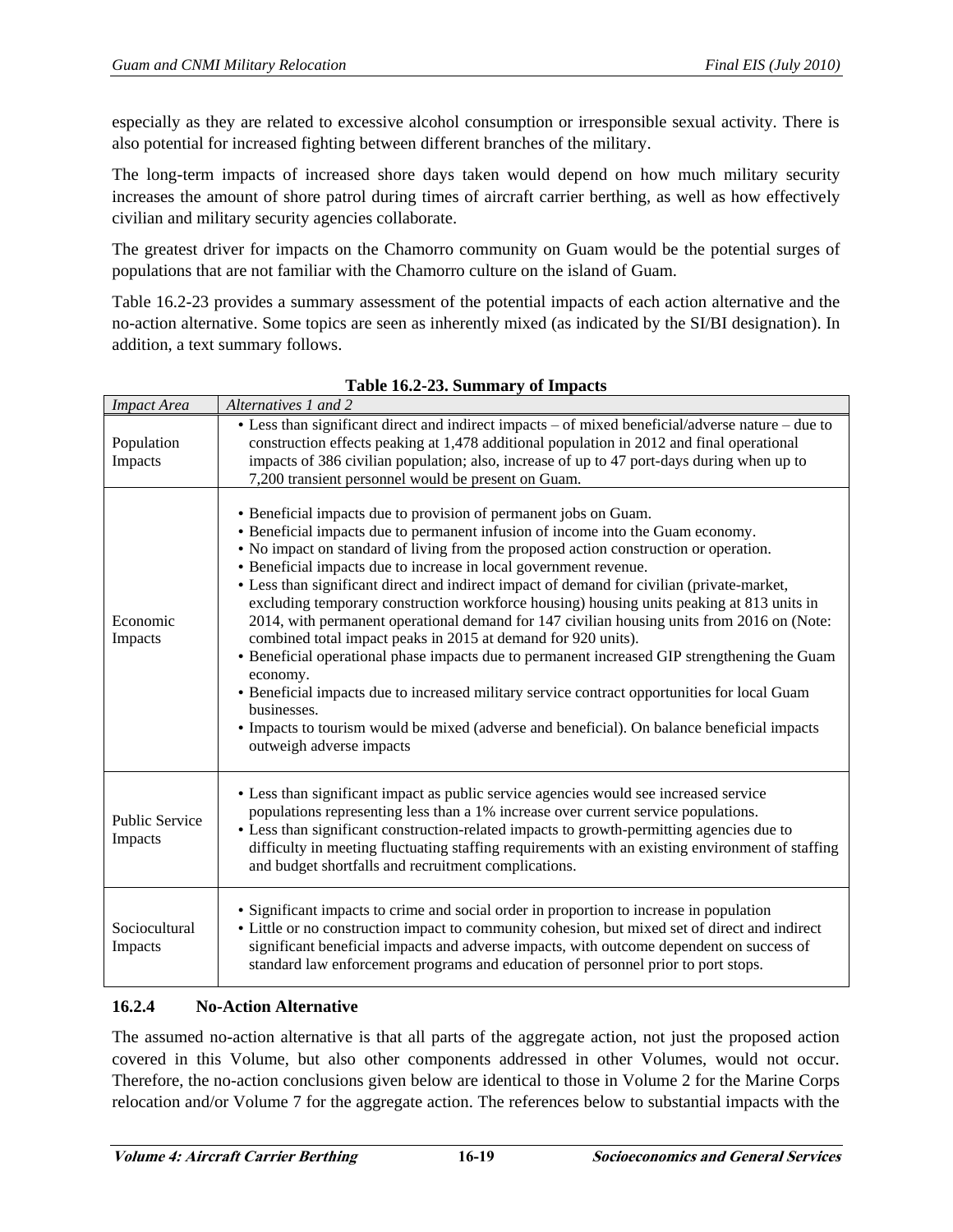especially as they are related to excessive alcohol consumption or irresponsible sexual activity. There is also potential for increased fighting between different branches of the military.

The long-term impacts of increased shore days taken would depend on how much military security increases the amount of shore patrol during times of aircraft carrier berthing, as well as how effectively civilian and military security agencies collaborate.

The greatest driver for impacts on the Chamorro community on Guam would be the potential surges of populations that are not familiar with the Chamorro culture on the island of Guam.

Table 16.2-23 provides a summary assessment of the potential impacts of each action alternative and the no-action alternative. Some topics are seen as inherently mixed (as indicated by the SI/BI designation). In addition, a text summary follows.

**Table 16.2-23. Summary of Impacts**

| *Impact Area* | *Alternatives 1 and 2* |
|---|---|
| Population Impacts | • Less than significant direct and indirect impacts – of mixed beneficial/adverse nature – due to construction effects peaking at 1,478 additional population in 2012 and final operational impacts of 386 civilian population; also, increase of up to 47 port-days during when up to 7,200 transient personnel would be present on Guam. |
| Economic Impacts | • Beneficial impacts due to provision of permanent jobs on Guam.<br>• Beneficial impacts due to permanent infusion of income into the Guam economy.<br>• No impact on standard of living from the proposed action construction or operation.<br>• Beneficial impacts due to increase in local government revenue.<br>• Less than significant direct and indirect impact of demand for civilian (private-market, excluding temporary construction workforce housing) housing units peaking at 813 units in 2014, with permanent operational demand for 147 civilian housing units from 2016 on (Note: combined total impact peaks in 2015 at demand for 920 units).<br>• Beneficial operational phase impacts due to permanent increased GIP strengthening the Guam economy.<br>• Beneficial impacts due to increased military service contract opportunities for local Guam businesses.<br>• Impacts to tourism would be mixed (adverse and beneficial). On balance beneficial impacts outweigh adverse impacts |
| Public Service Impacts | • Less than significant impact as public service agencies would see increased service populations representing less than a 1% increase over current service populations.<br>• Less than significant construction-related impacts to growth-permitting agencies due to difficulty in meeting fluctuating staffing requirements with an existing environment of staffing and budget shortfalls and recruitment complications. |
| Sociocultural Impacts | • Significant impacts to crime and social order in proportion to increase in population<br>• Little or no construction impact to community cohesion, but mixed set of direct and indirect significant beneficial impacts and adverse impacts, with outcome dependent on success of standard law enforcement programs and education of personnel prior to port stops. |

### 16.2.4 No-Action Alternative

The assumed no-action alternative is that all parts of the aggregate action, not just the proposed action covered in this Volume, but also other components addressed in other Volumes, would not occur. Therefore, the no-action conclusions given below are identical to those in Volume 2 for the Marine Corps relocation and/or Volume 7 for the aggregate action. The references below to substantial impacts with the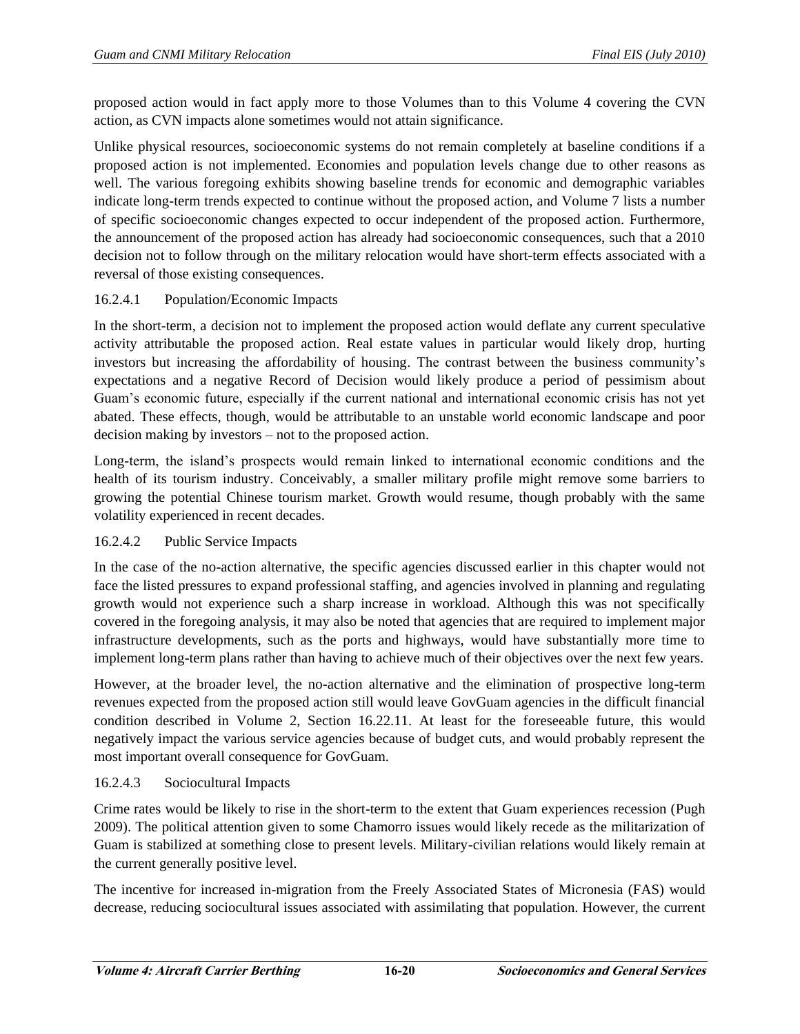proposed action would in fact apply more to those Volumes than to this Volume 4 covering the CVN action, as CVN impacts alone sometimes would not attain significance.

Unlike physical resources, socioeconomic systems do not remain completely at baseline conditions if a proposed action is not implemented. Economies and population levels change due to other reasons as well. The various foregoing exhibits showing baseline trends for economic and demographic variables indicate long-term trends expected to continue without the proposed action, and Volume 7 lists a number of specific socioeconomic changes expected to occur independent of the proposed action. Furthermore, the announcement of the proposed action has already had socioeconomic consequences, such that a 2010 decision not to follow through on the military relocation would have short-term effects associated with a reversal of those existing consequences.

#### 16.2.4.1 Population/Economic Impacts

In the short-term, a decision not to implement the proposed action would deflate any current speculative activity attributable the proposed action. Real estate values in particular would likely drop, hurting investors but increasing the affordability of housing. The contrast between the business community's expectations and a negative Record of Decision would likely produce a period of pessimism about Guam's economic future, especially if the current national and international economic crisis has not yet abated. These effects, though, would be attributable to an unstable world economic landscape and poor decision making by investors – not to the proposed action.

Long-term, the island's prospects would remain linked to international economic conditions and the health of its tourism industry. Conceivably, a smaller military profile might remove some barriers to growing the potential Chinese tourism market. Growth would resume, though probably with the same volatility experienced in recent decades.

#### 16.2.4.2 Public Service Impacts

In the case of the no-action alternative, the specific agencies discussed earlier in this chapter would not face the listed pressures to expand professional staffing, and agencies involved in planning and regulating growth would not experience such a sharp increase in workload. Although this was not specifically covered in the foregoing analysis, it may also be noted that agencies that are required to implement major infrastructure developments, such as the ports and highways, would have substantially more time to implement long-term plans rather than having to achieve much of their objectives over the next few years.

However, at the broader level, the no-action alternative and the elimination of prospective long-term revenues expected from the proposed action still would leave GovGuam agencies in the difficult financial condition described in Volume 2, Section 16.22.11. At least for the foreseeable future, this would negatively impact the various service agencies because of budget cuts, and would probably represent the most important overall consequence for GovGuam.

#### 16.2.4.3 Sociocultural Impacts

Crime rates would be likely to rise in the short-term to the extent that Guam experiences recession (Pugh 2009). The political attention given to some Chamorro issues would likely recede as the militarization of Guam is stabilized at something close to present levels. Military-civilian relations would likely remain at the current generally positive level.

The incentive for increased in-migration from the Freely Associated States of Micronesia (FAS) would decrease, reducing sociocultural issues associated with assimilating that population. However, the current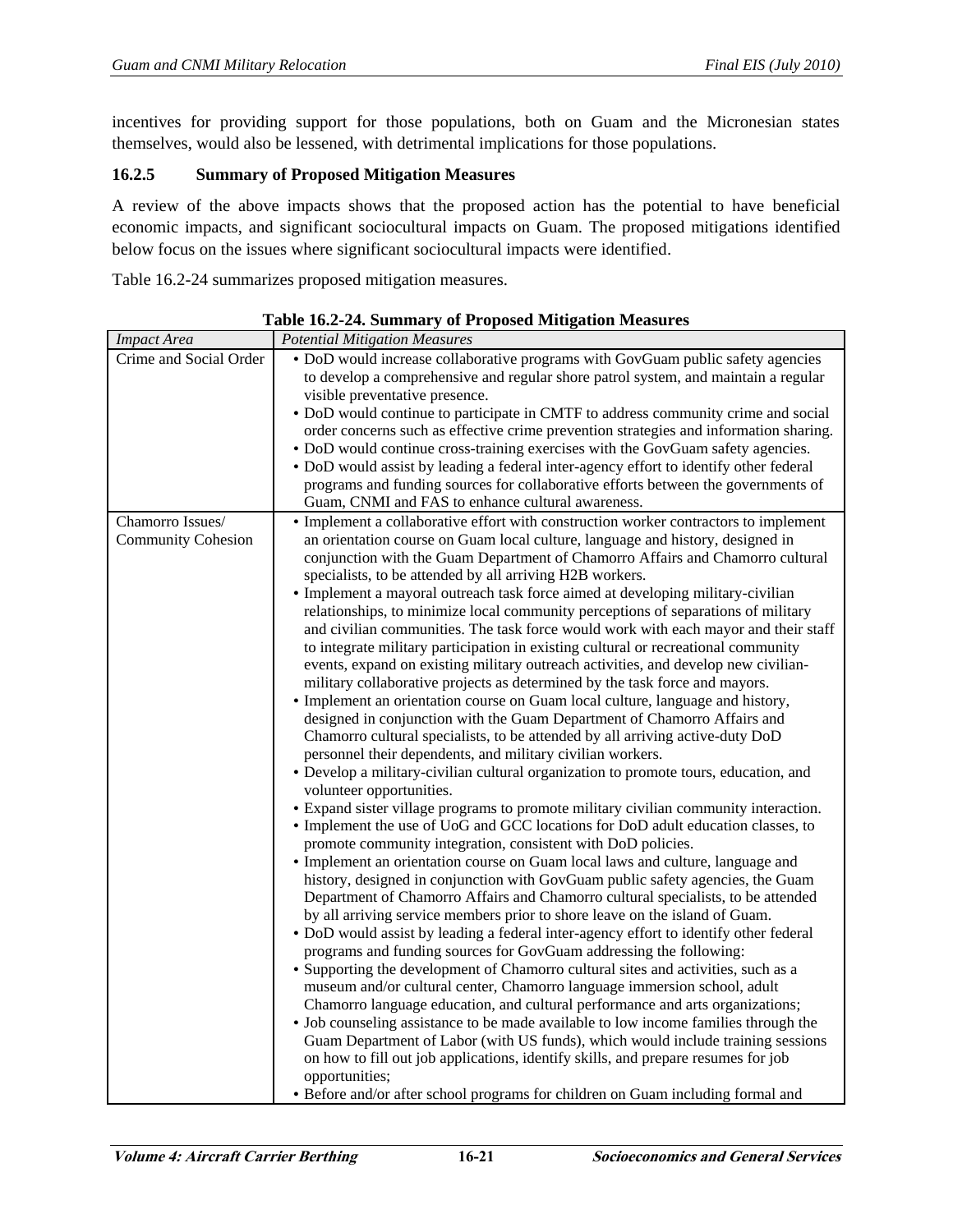incentives for providing support for those populations, both on Guam and the Micronesian states themselves, would also be lessened, with detrimental implications for those populations.

### 16.2.5 Summary of Proposed Mitigation Measures

A review of the above impacts shows that the proposed action has the potential to have beneficial economic impacts, and significant sociocultural impacts on Guam. The proposed mitigations identified below focus on the issues where significant sociocultural impacts were identified.

Table 16.2-24 summarizes proposed mitigation measures.

**Table 16.2-24. Summary of Proposed Mitigation Measures**

| *Impact Area* | *Potential Mitigation Measures* |
|---|---|
| Crime and Social Order | • DoD would increase collaborative programs with GovGuam public safety agencies to develop a comprehensive and regular shore patrol system, and maintain a regular visible preventative presence.<br>• DoD would continue to participate in CMTF to address community crime and social order concerns such as effective crime prevention strategies and information sharing.<br>• DoD would continue cross-training exercises with the GovGuam safety agencies.<br>• DoD would assist by leading a federal inter-agency effort to identify other federal programs and funding sources for collaborative efforts between the governments of Guam, CNMI and FAS to enhance cultural awareness. |
| Chamorro Issues/ Community Cohesion | • Implement a collaborative effort with construction worker contractors to implement an orientation course on Guam local culture, language and history, designed in conjunction with the Guam Department of Chamorro Affairs and Chamorro cultural specialists, to be attended by all arriving H2B workers.<br>• Implement a mayoral outreach task force aimed at developing military-civilian relationships, to minimize local community perceptions of separations of military and civilian communities. The task force would work with each mayor and their staff to integrate military participation in existing cultural or recreational community events, expand on existing military outreach activities, and develop new civilian-military collaborative projects as determined by the task force and mayors.<br>• Implement an orientation course on Guam local culture, language and history, designed in conjunction with the Guam Department of Chamorro Affairs and Chamorro cultural specialists, to be attended by all arriving active-duty DoD personnel their dependents, and military civilian workers.<br>• Develop a military-civilian cultural organization to promote tours, education, and volunteer opportunities.<br>• Expand sister village programs to promote military civilian community interaction.<br>• Implement the use of UoG and GCC locations for DoD adult education classes, to promote community integration, consistent with DoD policies.<br>• Implement an orientation course on Guam local laws and culture, language and history, designed in conjunction with GovGuam public safety agencies, the Guam Department of Chamorro Affairs and Chamorro cultural specialists, to be attended by all arriving service members prior to shore leave on the island of Guam.<br>• DoD would assist by leading a federal inter-agency effort to identify other federal programs and funding sources for GovGuam addressing the following:<br>• Supporting the development of Chamorro cultural sites and activities, such as a museum and/or cultural center, Chamorro language immersion school, adult Chamorro language education, and cultural performance and arts organizations;<br>• Job counseling assistance to be made available to low income families through the Guam Department of Labor (with US funds), which would include training sessions on how to fill out job applications, identify skills, and prepare resumes for job opportunities;<br>• Before and/or after school programs for children on Guam including formal and |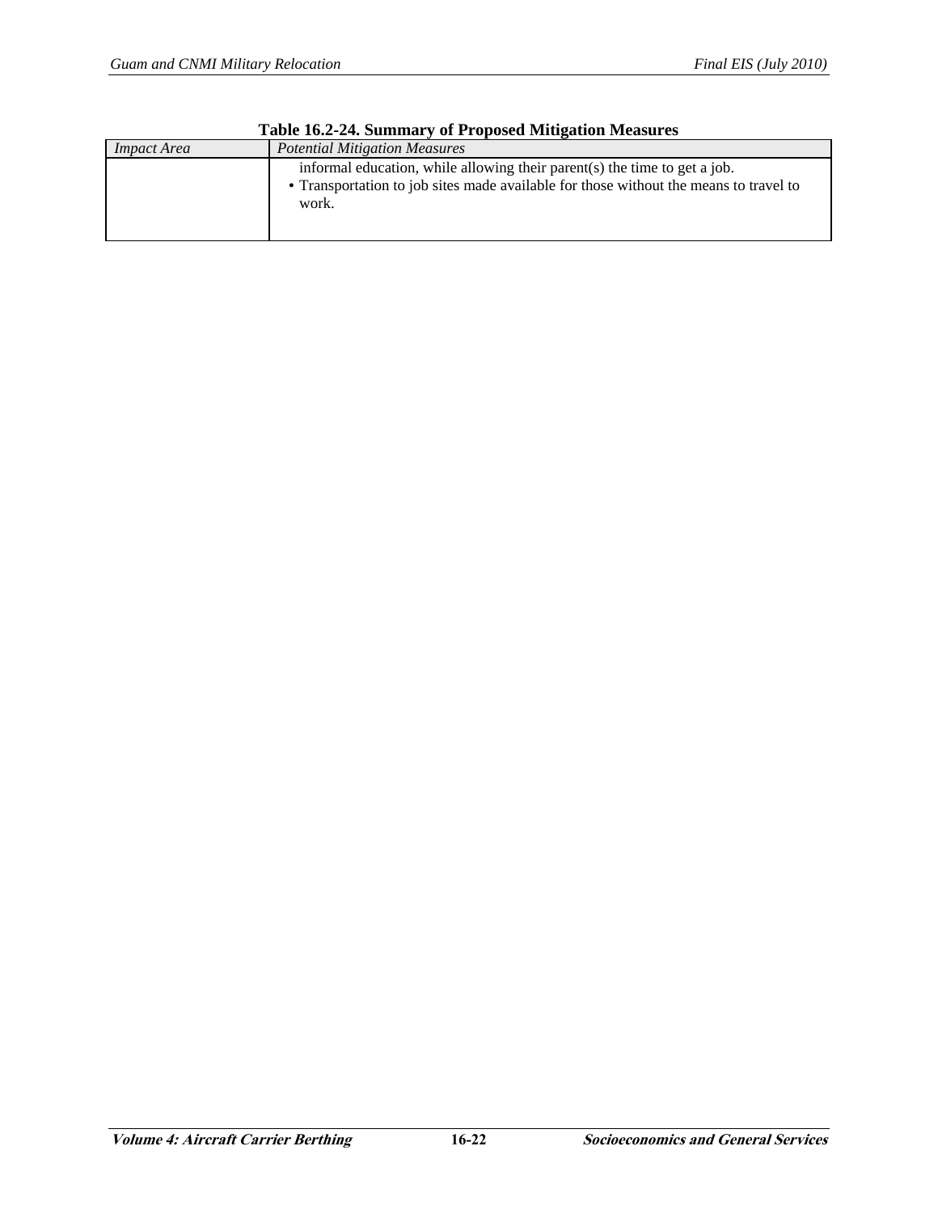**Table 16.2-24. Summary of Proposed Mitigation Measures**

| *Impact Area* | *Potential Mitigation Measures* |
| --- | --- |
| | informal education, while allowing their parent(s) the time to get a job.<br>• Transportation to job sites made available for those without the means to travel to work. |